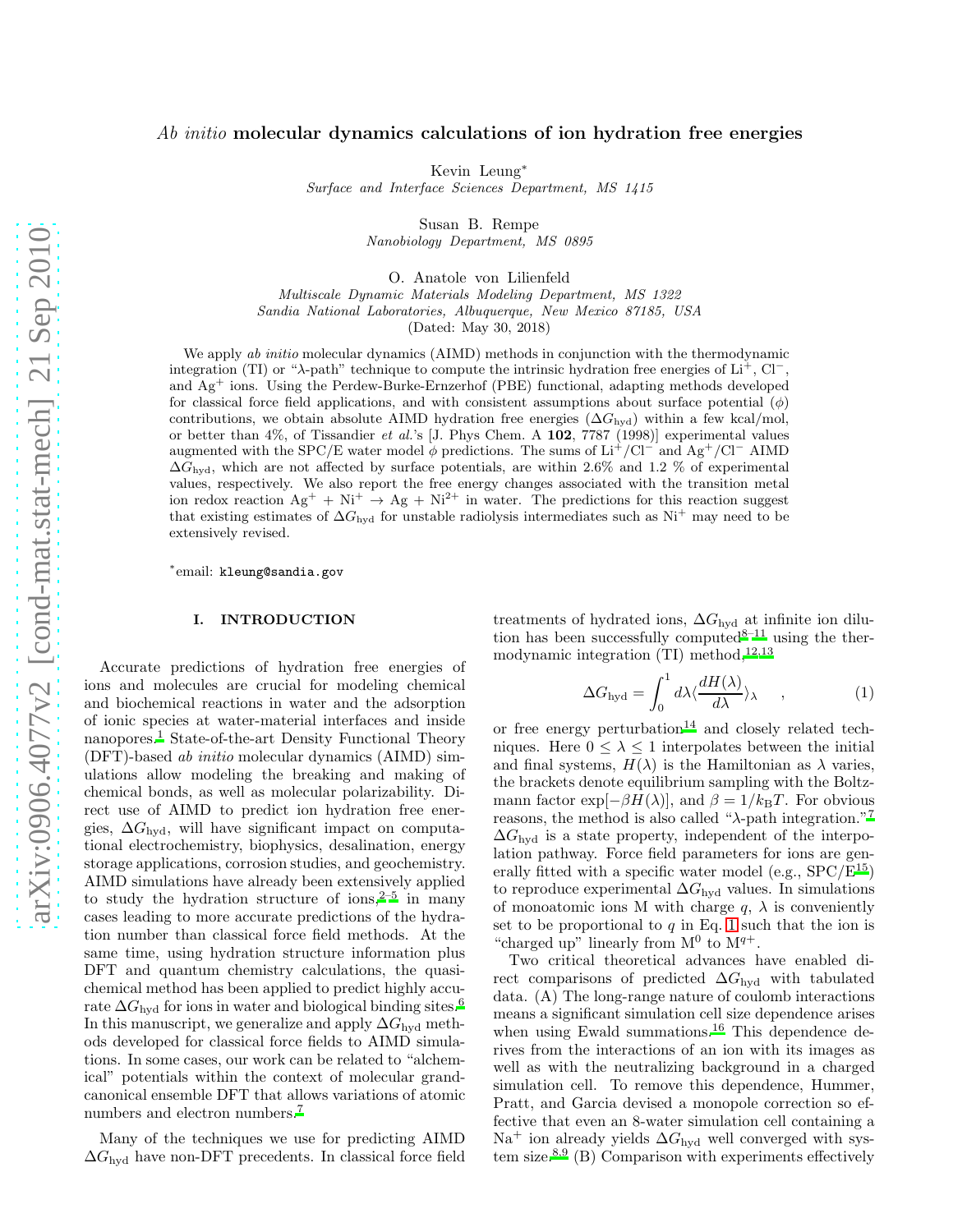# *Ab initio* molecular dynamics calculations of ion hydration free energies

Kevin Leung*
*Surface and Interface Sciences Department, MS 1415*

Susan B. Rempe
*Nanobiology Department, MS 0895*

O. Anatole von Lilienfeld
*Multiscale Dynamic Materials Modeling Department, MS 1322*
*Sandia National Laboratories, Albuquerque, New Mexico 87185, USA*

(Dated: May 30, 2018)

We apply *ab initio* molecular dynamics (AIMD) methods in conjunction with the thermodynamic integration (TI) or "λ-path" technique to compute the intrinsic hydration free energies of $Li^+$, $Cl^-$, and $Ag^+$ ions. Using the Perdew-Burke-Ernzerhof (PBE) functional, adapting methods developed for classical force field applications, and with consistent assumptions about surface potential ($\phi$) contributions, we obtain absolute AIMD hydration free energies ($\Delta G_{\rm hyd}$) within a few kcal/mol, or better than 4%, of Tissandier *et al.*'s [J. Phys Chem. A **102**, 7787 (1998)] experimental values augmented with the SPC/E water model $\phi$ predictions. The sums of $Li^+$/$Cl^-$ and $Ag^+$/$Cl^-$ AIMD $\Delta G_{\rm hyd}$, which are not affected by surface potentials, are within 2.6% and 1.2 % of experimental values, respectively. We also report the free energy changes associated with the transition metal ion redox reaction $Ag^+ + Ni^+ \rightarrow Ag + Ni^{2+}$ in water. The predictions for this reaction suggest that existing estimates of $\Delta G_{\rm hyd}$ for unstable radiolysis intermediates such as $Ni^+$ may need to be extensively revised.

*email: kleung@sandia.gov

## I. INTRODUCTION

Accurate predictions of hydration free energies of ions and molecules are crucial for modeling chemical and biochemical reactions in water and the adsorption of ionic species at water-material interfaces and inside nanopores.[1] State-of-the-art Density Functional Theory (DFT)-based *ab initio* molecular dynamics (AIMD) simulations allow modeling the breaking and making of chemical bonds, as well as molecular polarizability. Direct use of AIMD to predict ion hydration free energies, $\Delta G_{\rm hyd}$, will have significant impact on computational electrochemistry, biophysics, desalination, energy storage applications, corrosion studies, and geochemistry. AIMD simulations have already been extensively applied to study the hydration structure of ions,[2–5] in many cases leading to more accurate predictions of the hydration number than classical force field methods. At the same time, using hydration structure information plus DFT and quantum chemistry calculations, the quasichemical method has been applied to predict highly accurate $\Delta G_{\rm hyd}$ for ions in water and biological binding sites.[6] In this manuscript, we generalize and apply $\Delta G_{\rm hyd}$ methods developed for classical force fields to AIMD simulations. In some cases, our work can be related to "alchemical" potentials within the context of molecular grand-canonical ensemble DFT that allows variations of atomic numbers and electron numbers.[7]

Many of the techniques we use for predicting AIMD $\Delta G_{\rm hyd}$ have non-DFT precedents. In classical force field treatments of hydrated ions, $\Delta G_{\rm hyd}$ at infinite ion dilution has been successfully computed[8–11] using the thermodynamic integration (TI) method,[12,13]

$$\Delta G_{\rm hyd} = \int_0^1 d\lambda \langle \frac{dH(\lambda)}{d\lambda} \rangle_\lambda \quad , \tag{1}$$

or free energy perturbation[14] and closely related techniques. Here $0 \leq \lambda \leq 1$ interpolates between the initial and final systems, $H(\lambda)$ is the Hamiltonian as $\lambda$ varies, the brackets denote equilibrium sampling with the Boltzmann factor $\exp[-\beta H(\lambda)]$, and $\beta = 1/k_{\rm B}T$. For obvious reasons, the method is also called "λ-path integration."[7] $\Delta G_{\rm hyd}$ is a state property, independent of the interpolation pathway. Force field parameters for ions are generally fitted with a specific water model (e.g., SPC/E[15]) to reproduce experimental $\Delta G_{\rm hyd}$ values. In simulations of monoatomic ions M with charge $q$, $\lambda$ is conveniently set to be proportional to $q$ in Eq. 1 such that the ion is "charged up" linearly from $M^0$ to $M^{q+}$.

Two critical theoretical advances have enabled direct comparisons of predicted $\Delta G_{\rm hyd}$ with tabulated data. (A) The long-range nature of coulomb interactions means a significant simulation cell size dependence arises when using Ewald summations.[16] This dependence derives from the interactions of an ion with its images as well as with the neutralizing background in a charged simulation cell. To remove this dependence, Hummer, Pratt, and Garcia devised a monopole correction so effective that even an 8-water simulation cell containing a $Na^+$ ion already yields $\Delta G_{\rm hyd}$ well converged with system size.[8,9] (B) Comparison with experiments effectively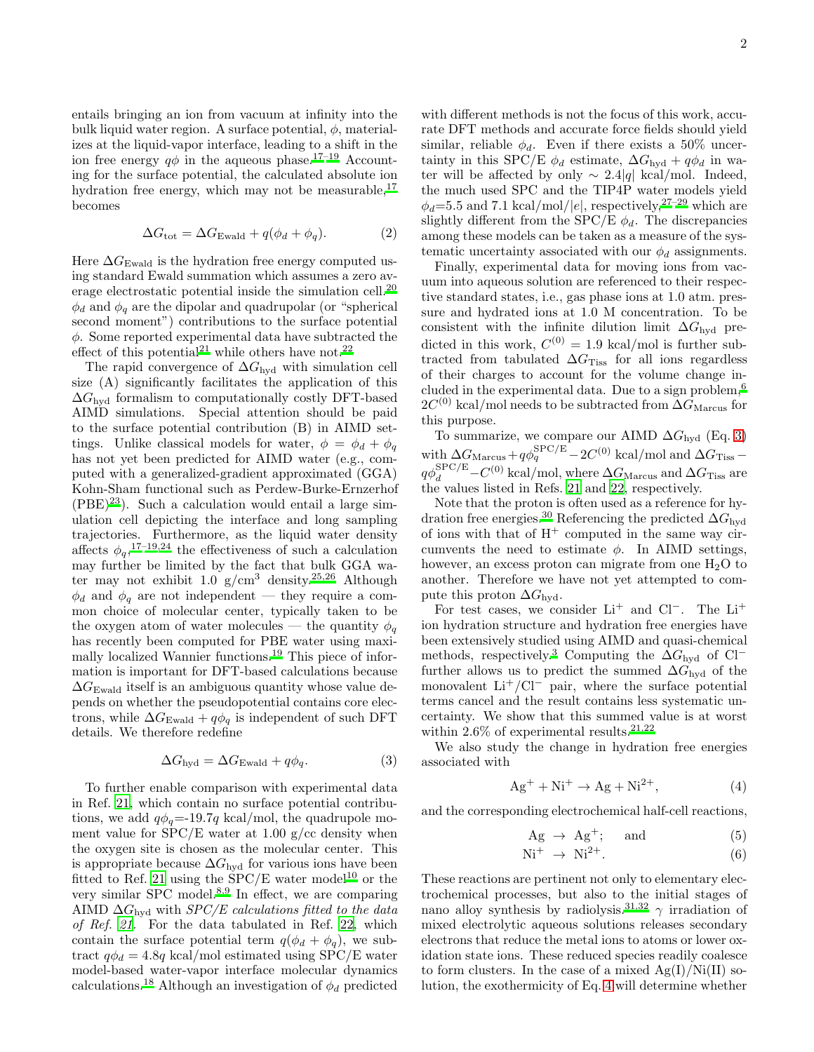entails bringing an ion from vacuum at infinity into the bulk liquid water region. A surface potential, $\phi$, materializes at the liquid-vapor interface, leading to a shift in the ion free energy $q\phi$ in the aqueous phase.[17–19] Accounting for the surface potential, the calculated absolute ion hydration free energy, which may not be measurable,[17] becomes

$$\Delta G_{\rm tot} = \Delta G_{\rm Ewald} + q(\phi_d + \phi_q). \tag{2}$$

Here $\Delta G_{\rm Ewald}$ is the hydration free energy computed using standard Ewald summation which assumes a zero average electrostatic potential inside the simulation cell.[20] $\phi_d$ and $\phi_q$ are the dipolar and quadrupolar (or "spherical second moment") contributions to the surface potential $\phi$. Some reported experimental data have subtracted the effect of this potential[21] while others have not.[22]

The rapid convergence of $\Delta G_{\rm hyd}$ with simulation cell size (A) significantly facilitates the application of this $\Delta G_{\rm hyd}$ formalism to computationally costly DFT-based AIMD simulations. Special attention should be paid to the surface potential contribution (B) in AIMD settings. Unlike classical models for water, $\phi = \phi_d + \phi_q$ has not yet been predicted for AIMD water (e.g., computed with a generalized-gradient approximated (GGA) Kohn-Sham functional such as Perdew-Burke-Ernzerhof (PBE)[23]). Such a calculation would entail a large simulation cell depicting the interface and long sampling trajectories. Furthermore, as the liquid water density affects $\phi_q$,[17–19,24] the effectiveness of such a calculation may further be limited by the fact that bulk GGA water may not exhibit 1.0 g/cm$^3$ density.[25,26] Although $\phi_d$ and $\phi_q$ are not independent — they require a common choice of molecular center, typically taken to be the oxygen atom of water molecules — the quantity $\phi_q$ has recently been computed for PBE water using maximally localized Wannier functions.[19] This piece of information is important for DFT-based calculations because $\Delta G_{\rm Ewald}$ itself is an ambiguous quantity whose value depends on whether the pseudopotential contains core electrons, while $\Delta G_{\rm Ewald} + q\phi_q$ is independent of such DFT details. We therefore redefine

$$\Delta G_{\rm hyd} = \Delta G_{\rm Ewald} + q\phi_q. \tag{3}$$

To further enable comparison with experimental data in Ref. [21], which contain no surface potential contributions, we add $q\phi_q$=-19.7$q$ kcal/mol, the quadrupole moment value for SPC/E water at 1.00 g/cc density when the oxygen site is chosen as the molecular center. This is appropriate because $\Delta G_{\rm hyd}$ for various ions have been fitted to Ref. [21] using the SPC/E water model[10] or the very similar SPC model.[8,9] In effect, we are comparing AIMD $\Delta G_{\rm hyd}$ with *SPC/E calculations fitted to the data of Ref. [21]*. For the data tabulated in Ref. [22], which contain the surface potential term $q(\phi_d + \phi_q)$, we subtract $q\phi_d = 4.8q$ kcal/mol estimated using SPC/E water model-based water-vapor interface molecular dynamics calculations.[18] Although an investigation of $\phi_d$ predicted with different methods is not the focus of this work, accurate DFT methods and accurate force fields should yield similar, reliable $\phi_d$. Even if there exists a 50% uncertainty in this SPC/E $\phi_d$ estimate, $\Delta G_{\rm hyd} + q\phi_d$ in water will be affected by only $\sim 2.4|q|$ kcal/mol. Indeed, the much used SPC and the TIP4P water models yield $\phi_d$=5.5 and 7.1 kcal/mol/$|e|$, respectively,[27–29] which are slightly different from the SPC/E $\phi_d$. The discrepancies among these models can be taken as a measure of the systematic uncertainty associated with our $\phi_d$ assignments.

Finally, experimental data for moving ions from vacuum into aqueous solution are referenced to their respective standard states, i.e., gas phase ions at 1.0 atm. pressure and hydrated ions at 1.0 M concentration. To be consistent with the infinite dilution limit $\Delta G_{\rm hyd}$ predicted in this work, $C^{(0)}$ = 1.9 kcal/mol is further subtracted from tabulated $\Delta G_{\rm Tiss}$ for all ions regardless of their charges to account for the volume change included in the experimental data. Due to a sign problem,[6] $2C^{(0)}$ kcal/mol needs to be subtracted from $\Delta G_{\rm Marcus}$ for this purpose.

To summarize, we compare our AIMD $\Delta G_{\rm hyd}$ (Eq. 3) with $\Delta G_{\rm Marcus} + q\phi_q^{\rm SPC/E} - 2C^{(0)}$ kcal/mol and $\Delta G_{\rm Tiss} - q\phi_d^{\rm SPC/E} - C^{(0)}$ kcal/mol, where $\Delta G_{\rm Marcus}$ and $\Delta G_{\rm Tiss}$ are the values listed in Refs. [21] and [22], respectively.

Note that the proton is often used as a reference for hydration free energies.[30] Referencing the predicted $\Delta G_{\rm hyd}$ of ions with that of $H^+$ computed in the same way circumvents the need to estimate $\phi$. In AIMD settings, however, an excess proton can migrate from one $H_2O$ to another. Therefore we have not yet attempted to compute this proton $\Delta G_{\rm hyd}$.

For test cases, we consider $Li^+$ and $Cl^-$. The $Li^+$ ion hydration structure and hydration free energies have been extensively studied using AIMD and quasi-chemical methods, respectively.[3] Computing the $\Delta G_{\rm hyd}$ of $Cl^-$ further allows us to predict the summed $\Delta G_{\rm hyd}$ of the monovalent $Li^+/Cl^-$ pair, where the surface potential terms cancel and the result contains less systematic uncertainty. We show that this summed value is at worst within 2.6% of experimental results.[21,22]

We also study the change in hydration free energies associated with

$$Ag^+ + Ni^+ \rightarrow Ag + Ni^{2+}, \tag{4}$$

and the corresponding electrochemical half-cell reactions,

$$Ag \rightarrow Ag^+; \quad \text{and} \tag{5}$$

$$Ni^+ \rightarrow Ni^{2+}. \tag{6}$$

These reactions are pertinent not only to elementary electrochemical processes, but also to the initial stages of nano alloy synthesis by radiolysis.[31,32] $\gamma$ irradiation of mixed electrolytic aqueous solutions releases secondary electrons that reduce the metal ions to atoms or lower oxidation state ions. These reduced species readily coalesce to form clusters. In the case of a mixed Ag(I)/Ni(II) solution, the exothermicity of Eq. 4 will determine whether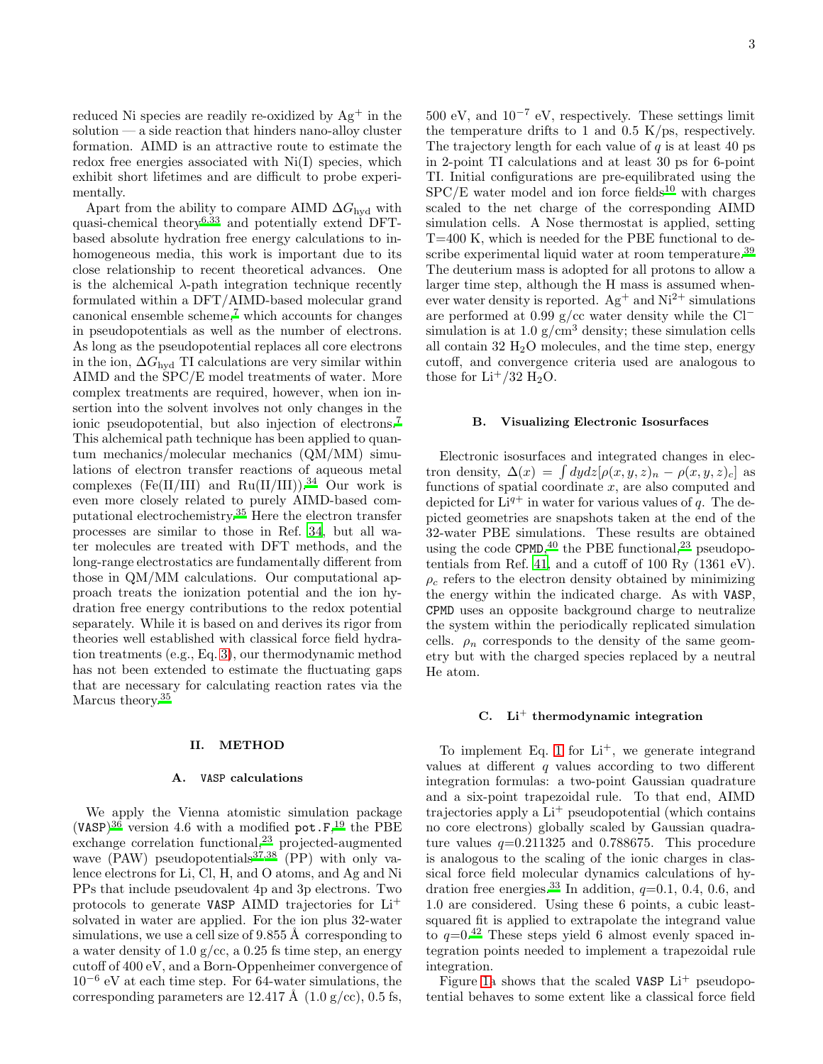reduced Ni species are readily re-oxidized by $Ag^+$ in the solution — a side reaction that hinders nano-alloy cluster formation. AIMD is an attractive route to estimate the redox free energies associated with Ni(I) species, which exhibit short lifetimes and are difficult to probe experimentally.

Apart from the ability to compare AIMD $\Delta G_{\rm hyd}$ with quasi-chemical theory[6,33] and potentially extend DFT-based absolute hydration free energy calculations to inhomogeneous media, this work is important due to its close relationship to recent theoretical advances. One is the alchemical $\lambda$-path integration technique recently formulated within a DFT/AIMD-based molecular grand canonical ensemble scheme,[7] which accounts for changes in pseudopotentials as well as the number of electrons. As long as the pseudopotential replaces all core electrons in the ion, $\Delta G_{\rm hyd}$ TI calculations are very similar within AIMD and the SPC/E model treatments of water. More complex treatments are required, however, when ion insertion into the solvent involves not only changes in the ionic pseudopotential, but also injection of electrons.[7] This alchemical path technique has been applied to quantum mechanics/molecular mechanics (QM/MM) simulations of electron transfer reactions of aqueous metal complexes (Fe(II/III) and Ru(II/III)).[34] Our work is even more closely related to purely AIMD-based computational electrochemistry.[35] Here the electron transfer processes are similar to those in Ref. 34, but all water molecules are treated with DFT methods, and the long-range electrostatics are fundamentally different from those in QM/MM calculations. Our computational approach treats the ionization potential and the ion hydration free energy contributions to the redox potential separately. While it is based on and derives its rigor from theories well established with classical force field hydration treatments (e.g., Eq. 3), our thermodynamic method has not been extended to estimate the fluctuating gaps that are necessary for calculating reaction rates via the Marcus theory.[35]

## II. METHOD

### A. VASP calculations

We apply the Vienna atomistic simulation package (VASP)[36] version 4.6 with a modified `pot.F`,[19] the PBE exchange correlation functional,[23] projected-augmented wave (PAW) pseudopotentials[37,38] (PP) with only valence electrons for Li, Cl, H, and O atoms, and Ag and Ni PPs that include pseudovalent 4p and 3p electrons. Two protocols to generate VASP AIMD trajectories for $Li^+$ solvated in water are applied. For the ion plus 32-water simulations, we use a cell size of 9.855 Å corresponding to a water density of 1.0 g/cc, a 0.25 fs time step, an energy cutoff of 400 eV, and a Born-Oppenheimer convergence of $10^{-6}$ eV at each time step. For 64-water simulations, the corresponding parameters are 12.417 Å (1.0 g/cc), 0.5 fs, 500 eV, and $10^{-7}$ eV, respectively. These settings limit the temperature drifts to 1 and 0.5 K/ps, respectively. The trajectory length for each value of $q$ is at least 40 ps in 2-point TI calculations and at least 30 ps for 6-point TI. Initial configurations are pre-equilibrated using the SPC/E water model and ion force fields[10] with charges scaled to the net charge of the corresponding AIMD simulation cells. A Nose thermostat is applied, setting T=400 K, which is needed for the PBE functional to describe experimental liquid water at room temperature.[39] The deuterium mass is adopted for all protons to allow a larger time step, although the H mass is assumed whenever water density is reported. $Ag^+$ and $Ni^{2+}$ simulations are performed at 0.99 g/cc water density while the $Cl^-$ simulation is at 1.0 g/cm$^3$ density; these simulation cells all contain 32 $H_2O$ molecules, and the time step, energy cutoff, and convergence criteria used are analogous to those for $Li^+$/32 $H_2O$.

### B. Visualizing Electronic Isosurfaces

Electronic isosurfaces and integrated changes in electron density, $\Delta(x) = \int dydz[\rho(x,y,z)_n - \rho(x,y,z)_c]$ as functions of spatial coordinate $x$, are also computed and depicted for $Li^{q+}$ in water for various values of $q$. The depicted geometries are snapshots taken at the end of the 32-water PBE simulations. These results are obtained using the code CPMD,[40] the PBE functional,[23] pseudopotentials from Ref. 41, and a cutoff of 100 Ry (1361 eV). $\rho_c$ refers to the electron density obtained by minimizing the energy within the indicated charge. As with VASP, CPMD uses an opposite background charge to neutralize the system within the periodically replicated simulation cells. $\rho_n$ corresponds to the density of the same geometry but with the charged species replaced by a neutral He atom.

### C. $Li^+$ thermodynamic integration

To implement Eq. 1 for $Li^+$, we generate integrand values at different $q$ values according to two different integration formulas: a two-point Gaussian quadrature and a six-point trapezoidal rule. To that end, AIMD trajectories apply a $Li^+$ pseudopotential (which contains no core electrons) globally scaled by Gaussian quadrature values $q$=0.211325 and 0.788675. This procedure is analogous to the scaling of the ionic charges in classical force field molecular dynamics calculations of hydration free energies.[33] In addition, $q$=0.1, 0.4, 0.6, and 1.0 are considered. Using these 6 points, a cubic least-squared fit is applied to extrapolate the integrand value to $q$=0.[42] These steps yield 6 almost evenly spaced integration points needed to implement a trapezoidal rule integration.

Figure 1a shows that the scaled VASP $Li^+$ pseudopotential behaves to some extent like a classical force field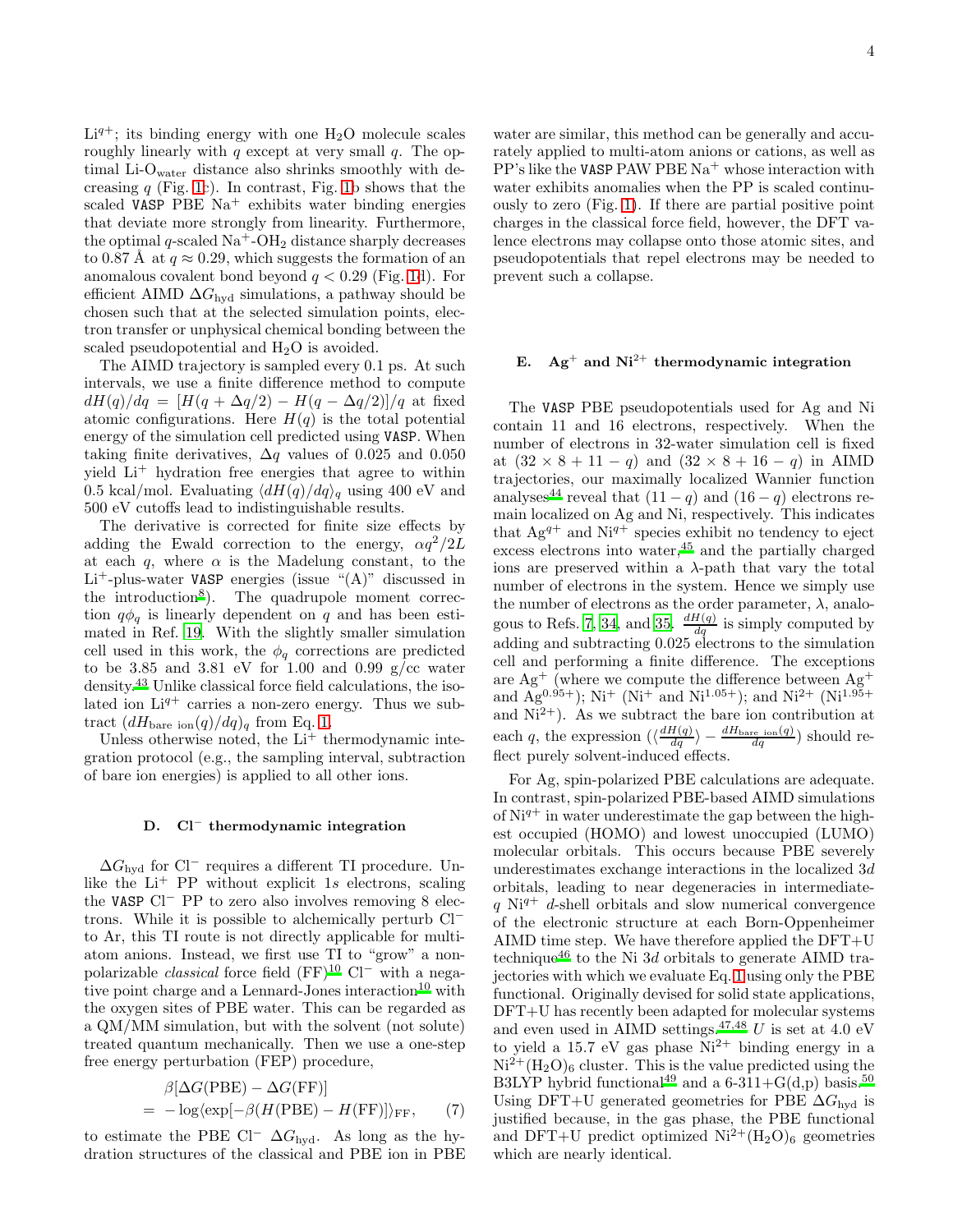$Li^{q+}$; its binding energy with one $H_2O$ molecule scales roughly linearly with $q$ except at very small $q$. The optimal Li-$O_{water}$ distance also shrinks smoothly with decreasing $q$ (Fig. 1c). In contrast, Fig. 1b shows that the scaled VASP PBE $Na^+$ exhibits water binding energies that deviate more strongly from linearity. Furthermore, the optimal $q$-scaled $Na^+$-$OH_2$ distance sharply decreases to 0.87 Å at $q \approx 0.29$, which suggests the formation of an anomalous covalent bond beyond $q < 0.29$ (Fig. 1d). For efficient AIMD $\Delta G_{hyd}$ simulations, a pathway should be chosen such that at the selected simulation points, electron transfer or unphysical chemical bonding between the scaled pseudopotential and $H_2O$ is avoided.

The AIMD trajectory is sampled every 0.1 ps. At such intervals, we use a finite difference method to compute $dH(q)/dq = [H(q + \Delta q/2) - H(q - \Delta q/2)]/q$ at fixed atomic configurations. Here $H(q)$ is the total potential energy of the simulation cell predicted using VASP. When taking finite derivatives, $\Delta q$ values of 0.025 and 0.050 yield $Li^+$ hydration free energies that agree to within 0.5 kcal/mol. Evaluating $\langle dH(q)/dq \rangle_q$ using 400 eV and 500 eV cutoffs lead to indistinguishable results.

The derivative is corrected for finite size effects by adding the Ewald correction to the energy, $\alpha q^2/2L$ at each $q$, where $\alpha$ is the Madelung constant, to the $Li^+$-plus-water VASP energies (issue "(A)" discussed in the introduction[8]). The quadrupole moment correction $q\phi_q$ is linearly dependent on $q$ and has been estimated in Ref. 19. With the slightly smaller simulation cell used in this work, the $\phi_q$ corrections are predicted to be 3.85 and 3.81 eV for 1.00 and 0.99 g/cc water density.[43] Unlike classical force field calculations, the isolated ion $Li^{q+}$ carries a non-zero energy. Thus we subtract $(dH_{\text{bare ion}}(q)/dq)_q$ from Eq. 1.

Unless otherwise noted, the $Li^+$ thermodynamic integration protocol (e.g., the sampling interval, subtraction of bare ion energies) is applied to all other ions.

### D. $Cl^-$ thermodynamic integration

$\Delta G_{hyd}$ for $Cl^-$ requires a different TI procedure. Unlike the $Li^+$ PP without explicit $1s$ electrons, scaling the VASP $Cl^-$ PP to zero also involves removing 8 electrons. While it is possible to alchemically perturb $Cl^-$ to Ar, this TI route is not directly applicable for multi-atom anions. Instead, we first use TI to "grow" a non-polarizable *classical* force field (FF)[10] $Cl^-$ with a negative point charge and a Lennard-Jones interaction[10] with the oxygen sites of PBE water. This can be regarded as a QM/MM simulation, but with the solvent (not solute) treated quantum mechanically. Then we use a one-step free energy perturbation (FEP) procedure,

$$\beta[\Delta G(\text{PBE}) - \Delta G(\text{FF})] = -\log\langle \exp[-\beta(H(\text{PBE}) - H(\text{FF})]\rangle_{\text{FF}}, \quad (7)$$

to estimate the PBE $Cl^-$ $\Delta G_{hyd}$. As long as the hydration structures of the classical and PBE ion in PBE water are similar, this method can be generally and accurately applied to multi-atom anions or cations, as well as PP's like the VASP PAW PBE $Na^+$ whose interaction with water exhibits anomalies when the PP is scaled continuously to zero (Fig. 1). If there are partial positive point charges in the classical force field, however, the DFT valence electrons may collapse onto those atomic sites, and pseudopotentials that repel electrons may be needed to prevent such a collapse.

### E. $Ag^+$ and $Ni^{2+}$ thermodynamic integration

The VASP PBE pseudopotentials used for Ag and Ni contain 11 and 16 electrons, respectively. When the number of electrons in 32-water simulation cell is fixed at $(32 \times 8 + 11 - q)$ and $(32 \times 8 + 16 - q)$ in AIMD trajectories, our maximally localized Wannier function analyses[44] reveal that $(11 - q)$ and $(16 - q)$ electrons remain localized on Ag and Ni, respectively. This indicates that $Ag^{q+}$ and $Ni^{q+}$ species exhibit no tendency to eject excess electrons into water,[45] and the partially charged ions are preserved within a $\lambda$-path that vary the total number of electrons in the system. Hence we simply use the number of electrons as the order parameter, $\lambda$, analogous to Refs. 7, 34, and 35. $\frac{dH(q)}{dq}$ is simply computed by adding and subtracting 0.025 electrons to the simulation cell and performing a finite difference. The exceptions are $Ag^+$ (where we compute the difference between $Ag^+$ and $Ag^{0.95+}$); $Ni^+$ ($Ni^+$ and $Ni^{1.05+}$); and $Ni^{2+}$ ($Ni^{1.95+}$ and $Ni^{2+}$). As we subtract the bare ion contribution at each $q$, the expression $(\langle \frac{dH(q)}{dq} \rangle - \frac{dH_{\text{bare ion}}(q)}{dq})$ should reflect purely solvent-induced effects.

For Ag, spin-polarized PBE calculations are adequate. In contrast, spin-polarized PBE-based AIMD simulations of $Ni^{q+}$ in water underestimate the gap between the highest occupied (HOMO) and lowest unoccupied (LUMO) molecular orbitals. This occurs because PBE severely underestimates exchange interactions in the localized $3d$ orbitals, leading to near degeneracies in intermediate-$q$ $Ni^{q+}$ $d$-shell orbitals and slow numerical convergence of the electronic structure at each Born-Oppenheimer AIMD time step. We have therefore applied the DFT+U technique[46] to the Ni $3d$ orbitals to generate AIMD trajectories with which we evaluate Eq. 1 using only the PBE functional. Originally devised for solid state applications, DFT+U has recently been adapted for molecular systems and even used in AIMD settings.[47,48] $U$ is set at 4.0 eV to yield a 15.7 eV gas phase $Ni^{2+}$ binding energy in a $Ni^{2+}(H_2O)_6$ cluster. This is the value predicted using the B3LYP hybrid functional[49] and a 6-311+G(d,p) basis.[50] Using DFT+U generated geometries for PBE $\Delta G_{hyd}$ is justified because, in the gas phase, the PBE functional and DFT+U predict optimized $Ni^{2+}(H_2O)_6$ geometries which are nearly identical.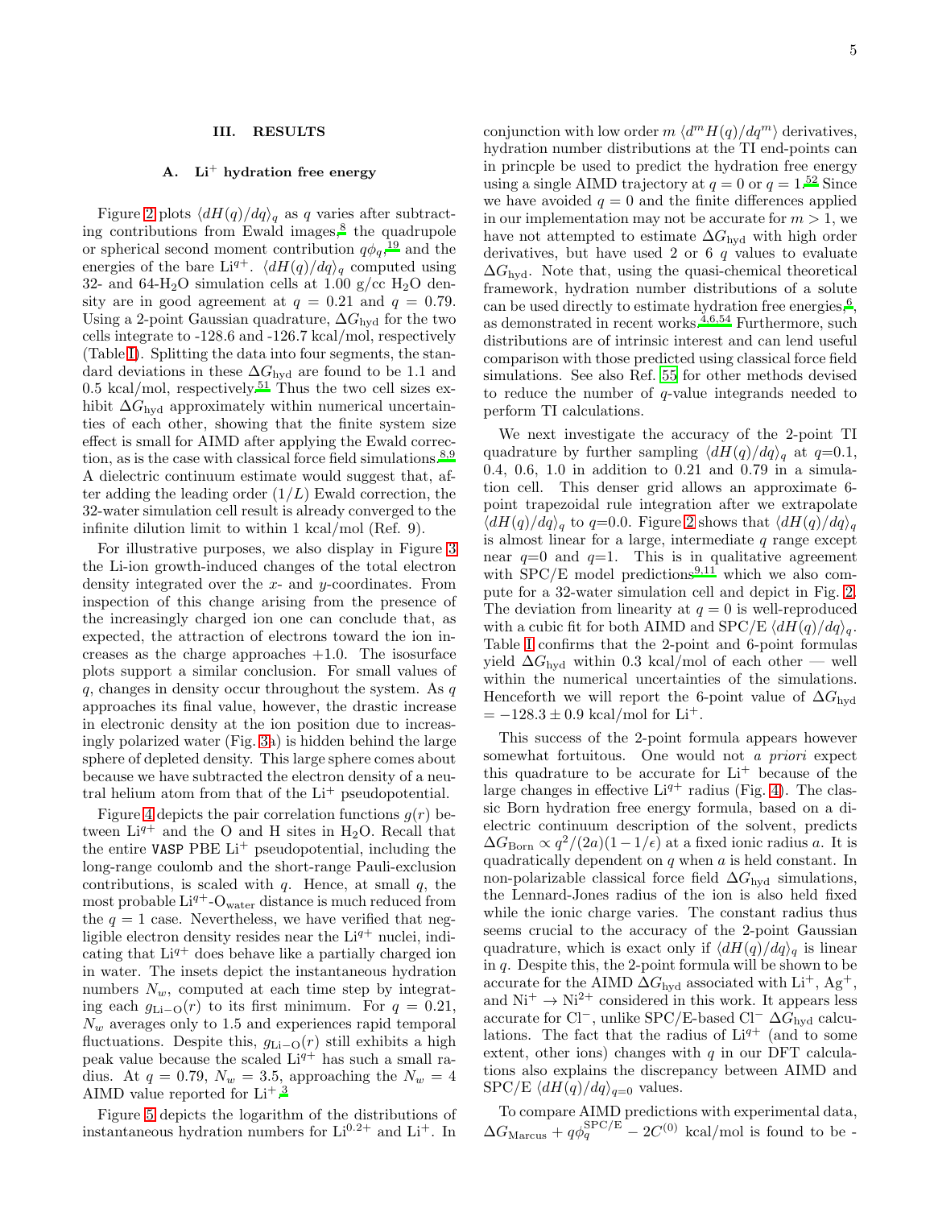## III. RESULTS

### A. $Li^+$ hydration free energy

Figure 2 plots $\langle dH(q)/dq \rangle_q$ as $q$ varies after subtracting contributions from Ewald images,[8] the quadrupole or spherical second moment contribution $q\phi_q$,[19] and the energies of the bare $Li^{q+}$. $\langle dH(q)/dq \rangle_q$ computed using 32- and 64-$H_2O$ simulation cells at 1.00 g/cc $H_2O$ density are in good agreement at $q = 0.21$ and $q = 0.79$. Using a 2-point Gaussian quadrature, $\Delta G_{\rm hyd}$ for the two cells integrate to -128.6 and -126.7 kcal/mol, respectively (Table I). Splitting the data into four segments, the standard deviations in these $\Delta G_{\rm hyd}$ are found to be 1.1 and 0.5 kcal/mol, respectively.[51] Thus the two cell sizes exhibit $\Delta G_{\rm hyd}$ approximately within numerical uncertainties of each other, showing that the finite system size effect is small for AIMD after applying the Ewald correction, as is the case with classical force field simulations.[8,9] A dielectric continuum estimate would suggest that, after adding the leading order $(1/L)$ Ewald correction, the 32-water simulation cell result is already converged to the infinite dilution limit to within 1 kcal/mol (Ref. 9).

For illustrative purposes, we also display in Figure 3 the Li-ion growth-induced changes of the total electron density integrated over the $x$- and $y$-coordinates. From inspection of this change arising from the presence of the increasingly charged ion one can conclude that, as expected, the attraction of electrons toward the ion increases as the charge approaches +1.0. The isosurface plots support a similar conclusion. For small values of $q$, changes in density occur throughout the system. As $q$ approaches its final value, however, the drastic increase in electronic density at the ion position due to increasingly polarized water (Fig. 3a) is hidden behind the large sphere of depleted density. This large sphere comes about because we have subtracted the electron density of a neutral helium atom from that of the $Li^+$ pseudopotential.

Figure 4 depicts the pair correlation functions $g(r)$ between $Li^{q+}$ and the O and H sites in $H_2O$. Recall that the entire VASP PBE $Li^+$ pseudopotential, including the long-range coulomb and the short-range Pauli-exclusion contributions, is scaled with $q$. Hence, at small $q$, the most probable $Li^{q+}$-$O_{\rm water}$ distance is much reduced from the $q = 1$ case. Nevertheless, we have verified that negligible electron density resides near the $Li^{q+}$ nuclei, indicating that $Li^{q+}$ does behave like a partially charged ion in water. The insets depict the instantaneous hydration numbers $N_w$, computed at each time step by integrating each $g_{\rm Li-O}(r)$ to its first minimum. For $q = 0.21$, $N_w$ averages only to 1.5 and experiences rapid temporal fluctuations. Despite this, $g_{\rm Li-O}(r)$ still exhibits a high peak value because the scaled $Li^{q+}$ has such a small radius. At $q = 0.79$, $N_w = 3.5$, approaching the $N_w = 4$ AIMD value reported for $Li^+$.[3]

Figure 5 depicts the logarithm of the distributions of instantaneous hydration numbers for $Li^{0.2+}$ and $Li^+$. In conjunction with low order $m$ $\langle d^m H(q)/dq^m \rangle$ derivatives, hydration number distributions at the TI end-points can in princple be used to predict the hydration free energy using a single AIMD trajectory at $q = 0$ or $q = 1$.[52] Since we have avoided $q = 0$ and the finite differences applied in our implementation may not be accurate for $m > 1$, we have not attempted to estimate $\Delta G_{\rm hyd}$ with high order derivatives, but have used 2 or 6 $q$ values to evaluate $\Delta G_{\rm hyd}$. Note that, using the quasi-chemical theoretical framework, hydration number distributions of a solute can be used directly to estimate hydration free energies,[6], as demonstrated in recent works.[4,6,54] Furthermore, such distributions are of intrinsic interest and can lend useful comparison with those predicted using classical force field simulations. See also Ref. 55 for other methods devised to reduce the number of $q$-value integrands needed to perform TI calculations.

We next investigate the accuracy of the 2-point TI quadrature by further sampling $\langle dH(q)/dq \rangle_q$ at $q$=0.1, 0.4, 0.6, 1.0 in addition to 0.21 and 0.79 in a simulation cell. This denser grid allows an approximate 6-point trapezoidal rule integration after we extrapolate $\langle dH(q)/dq \rangle_q$ to $q$=0.0. Figure 2 shows that $\langle dH(q)/dq \rangle_q$ is almost linear for a large, intermediate $q$ range except near $q$=0 and $q$=1. This is in qualitative agreement with SPC/E model predictions[9,11] which we also compute for a 32-water simulation cell and depict in Fig. 2. The deviation from linearity at $q = 0$ is well-reproduced with a cubic fit for both AIMD and SPC/E $\langle dH(q)/dq \rangle_q$. Table I confirms that the 2-point and 6-point formulas yield $\Delta G_{\rm hyd}$ within 0.3 kcal/mol of each other — well within the numerical uncertainties of the simulations. Henceforth we will report the 6-point value of $\Delta G_{\rm hyd}$ $= -128.3 \pm 0.9$ kcal/mol for $Li^+$.

This success of the 2-point formula appears however somewhat fortuitous. One would not *a priori* expect this quadrature to be accurate for $Li^+$ because of the large changes in effective $Li^{q+}$ radius (Fig. 4). The classic Born hydration free energy formula, based on a dielectric continuum description of the solvent, predicts $\Delta G_{\rm Born} \propto q^2/(2a)(1 - 1/\epsilon)$ at a fixed ionic radius $a$. It is quadratically dependent on $q$ when $a$ is held constant. In non-polarizable classical force field $\Delta G_{\rm hyd}$ simulations, the Lennard-Jones radius of the ion is also held fixed while the ionic charge varies. The constant radius thus seems crucial to the accuracy of the 2-point Gaussian quadrature, which is exact only if $\langle dH(q)/dq \rangle_q$ is linear in $q$. Despite this, the 2-point formula will be shown to be accurate for the AIMD $\Delta G_{\rm hyd}$ associated with $Li^+$, $Ag^+$, and $Ni^+ \rightarrow Ni^{2+}$ considered in this work. It appears less accurate for $Cl^-$, unlike SPC/E-based $Cl^-$ $\Delta G_{\rm hyd}$ calculations. The fact that the radius of $Li^{q+}$ (and to some extent, other ions) changes with $q$ in our DFT calculations also explains the discrepancy between AIMD and SPC/E $\langle dH(q)/dq \rangle_{q=0}$ values.

To compare AIMD predictions with experimental data, $\Delta G_{\rm Marcus} + q\phi_q^{\rm SPC/E} - 2C^{(0)}$ kcal/mol is found to be -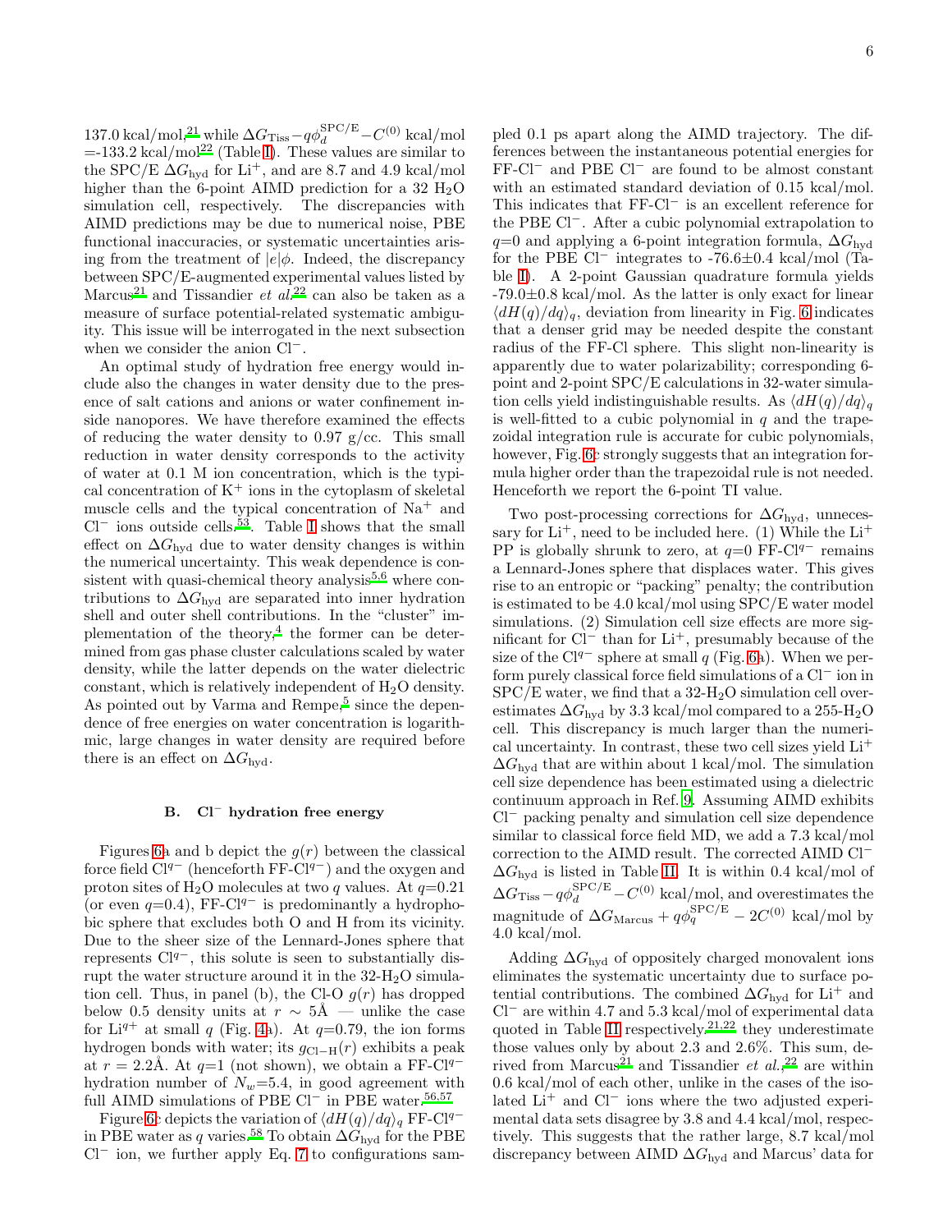137.0 kcal/mol,[21] while $\Delta G_{\rm Tiss} - q\phi_d^{\rm SPC/E} - C^{(0)}$ kcal/mol =-133.2 kcal/mol[22] (Table I). These values are similar to the SPC/E $\Delta G_{\rm hyd}$ for $Li^+$, and are 8.7 and 4.9 kcal/mol higher than the 6-point AIMD prediction for a 32 $H_2O$ simulation cell, respectively. The discrepancies with AIMD predictions may be due to numerical noise, PBE functional inaccuracies, or systematic uncertainties arising from the treatment of $|e|\phi$. Indeed, the discrepancy between SPC/E-augmented experimental values listed by Marcus[21] and Tissandier *et al.*[22] can also be taken as a measure of surface potential-related systematic ambiguity. This issue will be interrogated in the next subsection when we consider the anion $Cl^-$.

An optimal study of hydration free energy would include also the changes in water density due to the presence of salt cations and anions or water confinement inside nanopores. We have therefore examined the effects of reducing the water density to 0.97 g/cc. This small reduction in water density corresponds to the activity of water at 0.1 M ion concentration, which is the typical concentration of $K^+$ ions in the cytoplasm of skeletal muscle cells and the typical concentration of $Na^+$ and $Cl^-$ ions outside cells.[53]. Table I shows that the small effect on $\Delta G_{\rm hyd}$ due to water density changes is within the numerical uncertainty. This weak dependence is consistent with quasi-chemical theory analysis[5,6] where contributions to $\Delta G_{\rm hyd}$ are separated into inner hydration shell and outer shell contributions. In the "cluster" implementation of the theory,[4] the former can be determined from gas phase cluster calculations scaled by water density, while the latter depends on the water dielectric constant, which is relatively independent of $H_2O$ density. As pointed out by Varma and Rempe,[5] since the dependence of free energies on water concentration is logarithmic, large changes in water density are required before there is an effect on $\Delta G_{\rm hyd}$.

### B. $Cl^-$ hydration free energy

Figures 6a and b depict the $g(r)$ between the classical force field $Cl^{q-}$ (henceforth FF-$Cl^{q-}$) and the oxygen and proton sites of $H_2O$ molecules at two $q$ values. At $q$=0.21 (or even $q$=0.4), FF-$Cl^{q-}$ is predominantly a hydrophobic sphere that excludes both O and H from its vicinity. Due to the sheer size of the Lennard-Jones sphere that represents $Cl^{q-}$, this solute is seen to substantially disrupt the water structure around it in the 32-$H_2O$ simulation cell. Thus, in panel (b), the Cl-O $g(r)$ has dropped below 0.5 density units at $r \sim 5$Å — unlike the case for $Li^{q+}$ at small $q$ (Fig. 4a). At $q$=0.79, the ion forms hydrogen bonds with water; its $g_{\rm Cl-H}(r)$ exhibits a peak at $r$ = 2.2Å. At $q$=1 (not shown), we obtain a FF-$Cl^{q-}$ hydration number of $N_w$=5.4, in good agreement with full AIMD simulations of PBE $Cl^-$ in PBE water.[56,57]

Figure 6c depicts the variation of $\langle dH(q)/dq \rangle_q$ FF-$Cl^{q-}$ in PBE water as $q$ varies.[58] To obtain $\Delta G_{\rm hyd}$ for the PBE $Cl^-$ ion, we further apply Eq. 7 to configurations sampled 0.1 ps apart along the AIMD trajectory. The differences between the instantaneous potential energies for FF-$Cl^-$ and PBE $Cl^-$ are found to be almost constant with an estimated standard deviation of 0.15 kcal/mol. This indicates that FF-$Cl^-$ is an excellent reference for the PBE $Cl^-$. After a cubic polynomial extrapolation to $q$=0 and applying a 6-point integration formula, $\Delta G_{\rm hyd}$ for the PBE $Cl^-$ integrates to -76.6±0.4 kcal/mol (Table I). A 2-point Gaussian quadrature formula yields -79.0±0.8 kcal/mol. As the latter is only exact for linear $\langle dH(q)/dq \rangle_q$, deviation from linearity in Fig. 6 indicates that a denser grid may be needed despite the constant radius of the FF-Cl sphere. This slight non-linearity is apparently due to water polarizability; corresponding 6-point and 2-point SPC/E calculations in 32-water simulation cells yield indistinguishable results. As $\langle dH(q)/dq \rangle_q$ is well-fitted to a cubic polynomial in $q$ and the trapezoidal integration rule is accurate for cubic polynomials, however, Fig. 6c strongly suggests that an integration formula higher order than the trapezoidal rule is not needed. Henceforth we report the 6-point TI value.

Two post-processing corrections for $\Delta G_{\rm hyd}$, unnecessary for $Li^+$, need to be included here. (1) While the $Li^+$ PP is globally shrunk to zero, at $q$=0 FF-$Cl^{q-}$ remains a Lennard-Jones sphere that displaces water. This gives rise to an entropic or "packing" penalty; the contribution is estimated to be 4.0 kcal/mol using SPC/E water model simulations. (2) Simulation cell size effects are more significant for $Cl^-$ than for $Li^+$, presumably because of the size of the $Cl^{q-}$ sphere at small $q$ (Fig. 6a). When we perform purely classical force field simulations of a $Cl^-$ ion in SPC/E water, we find that a 32-$H_2O$ simulation cell overestimates $\Delta G_{\rm hyd}$ by 3.3 kcal/mol compared to a 255-$H_2O$ cell. This discrepancy is much larger than the numerical uncertainty. In contrast, these two cell sizes yield $Li^+$ $\Delta G_{\rm hyd}$ that are within about 1 kcal/mol. The simulation cell size dependence has been estimated using a dielectric continuum approach in Ref. 9. Assuming AIMD exhibits $Cl^-$ packing penalty and simulation cell size dependence similar to classical force field MD, we add a 7.3 kcal/mol correction to the AIMD result. The corrected AIMD $Cl^-$ $\Delta G_{\rm hyd}$ is listed in Table II. It is within 0.4 kcal/mol of $\Delta G_{\rm Tiss} - q\phi_d^{\rm SPC/E} - C^{(0)}$ kcal/mol, and overestimates the magnitude of $\Delta G_{\rm Marcus} + q\phi_q^{\rm SPC/E} - 2C^{(0)}$ kcal/mol by 4.0 kcal/mol.

Adding $\Delta G_{\rm hyd}$ of oppositely charged monovalent ions eliminates the systematic uncertainty due to surface potential contributions. The combined $\Delta G_{\rm hyd}$ for $Li^+$ and $Cl^-$ are within 4.7 and 5.3 kcal/mol of experimental data quoted in Table II respectively.[21,22] they underestimate those values only by about 2.3 and 2.6%. This sum, derived from Marcus[21] and Tissandier *et al.*,[22] are within 0.6 kcal/mol of each other, unlike in the cases of the isolated $Li^+$ and $Cl^-$ ions where the two adjusted experimental data sets disagree by 3.8 and 4.4 kcal/mol, respectively. This suggests that the rather large, 8.7 kcal/mol discrepancy between AIMD $\Delta G_{\rm hyd}$ and Marcus' data for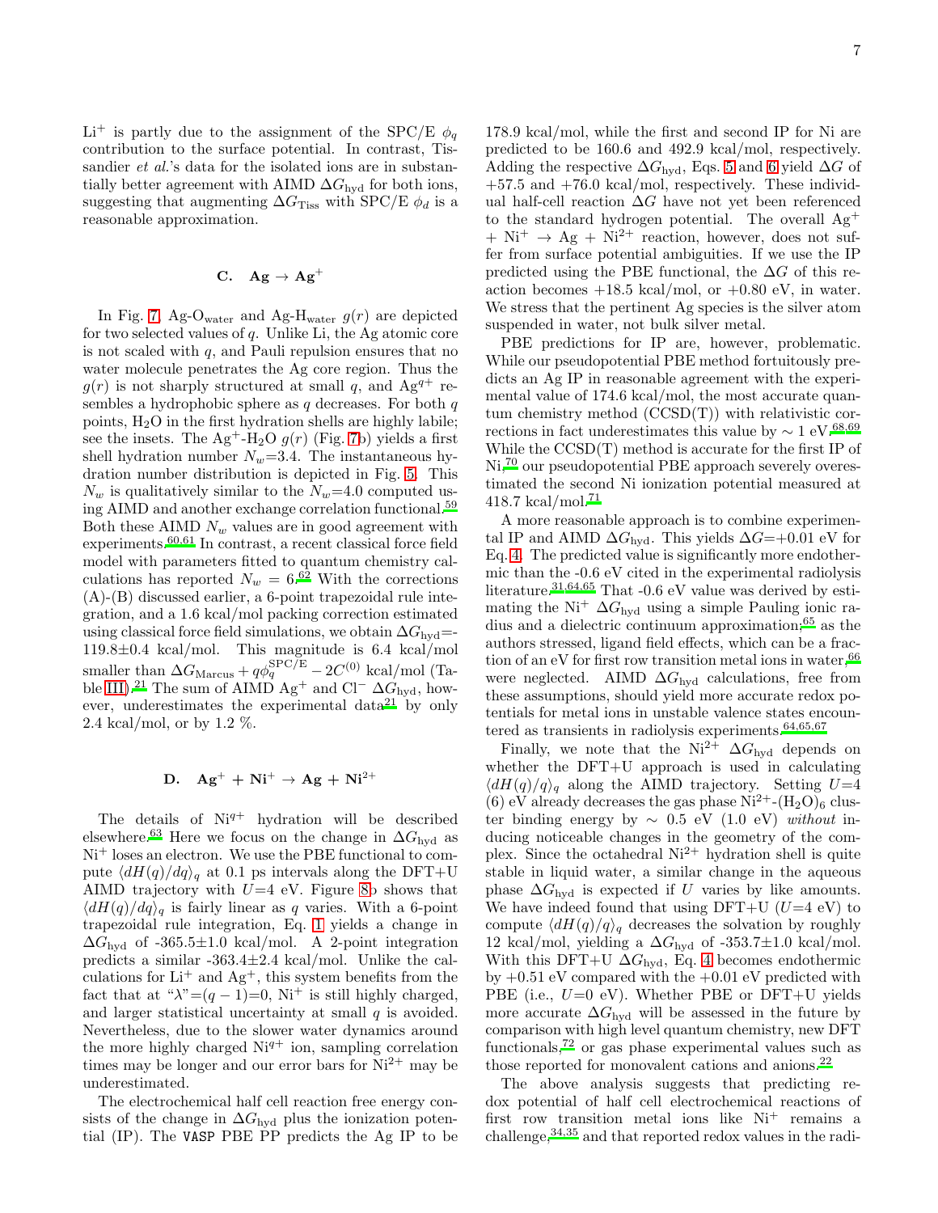$Li^+$ is partly due to the assignment of the SPC/E $\phi_q$ contribution to the surface potential. In contrast, Tissandier *et al.*'s data for the isolated ions are in substantially better agreement with AIMD $\Delta G_{\rm hyd}$ for both ions, suggesting that augmenting $\Delta G_{\rm Tiss}$ with SPC/E $\phi_d$ is a reasonable approximation.

### C. $Ag \rightarrow Ag^+$

In Fig. 7, Ag-O$_{\rm water}$ and Ag-H$_{\rm water}$ $g(r)$ are depicted for two selected values of $q$. Unlike Li, the Ag atomic core is not scaled with $q$, and Pauli repulsion ensures that no water molecule penetrates the Ag core region. Thus the $g(r)$ is not sharply structured at small $q$, and $Ag^{q+}$ resembles a hydrophobic sphere as $q$ decreases. For both $q$ points, $H_2O$ in the first hydration shells are highly labile; see the insets. The $Ag^+$-$H_2O$ $g(r)$ (Fig. 7b) yields a first shell hydration number $N_w$=3.4. The instantaneous hydration number distribution is depicted in Fig. 5. This $N_w$ is qualitatively similar to the $N_w$=4.0 computed using AIMD and another exchange correlation functional.[59] Both these AIMD $N_w$ values are in good agreement with experiments.[60,61] In contrast, a recent classical force field model with parameters fitted to quantum chemistry calculations has reported $N_w$ = 6.[62] With the corrections (A)-(B) discussed earlier, a 6-point trapezoidal rule integration, and a 1.6 kcal/mol packing correction estimated using classical force field simulations, we obtain $\Delta G_{\rm hyd}$=-119.8±0.4 kcal/mol. This magnitude is 6.4 kcal/mol smaller than $\Delta G_{\rm Marcus} + q\phi_q^{\rm SPC/E} - 2C^{(0)}$ kcal/mol (Table III).[21] The sum of AIMD $Ag^+$ and $Cl^-$ $\Delta G_{\rm hyd}$, however, underestimates the experimental data[21] by only 2.4 kcal/mol, or by 1.2 %.

### D. $Ag^+$ + $Ni^+$ $\rightarrow$ Ag + $Ni^{2+}$

The details of $Ni^{q+}$ hydration will be described elsewhere.[63] Here we focus on the change in $\Delta G_{\rm hyd}$ as $Ni^+$ loses an electron. We use the PBE functional to compute $\langle dH(q)/dq \rangle_q$ at 0.1 ps intervals along the DFT+U AIMD trajectory with $U$=4 eV. Figure 8b shows that $\langle dH(q)/dq \rangle_q$ is fairly linear as $q$ varies. With a 6-point trapezoidal rule integration, Eq. 1 yields a change in $\Delta G_{\rm hyd}$ of -365.5±1.0 kcal/mol. A 2-point integration predicts a similar -363.4±2.4 kcal/mol. Unlike the calculations for $Li^+$ and $Ag^+$, this system benefits from the fact that at "$\lambda$"=$(q-1)$=0, $Ni^+$ is still highly charged, and larger statistical uncertainty at small $q$ is avoided. Nevertheless, due to the slower water dynamics around the more highly charged $Ni^{q+}$ ion, sampling correlation times may be longer and our error bars for $Ni^{2+}$ may be underestimated.

The electrochemical half cell reaction free energy consists of the change in $\Delta G_{\rm hyd}$ plus the ionization potential (IP). The `VASP` PBE PP predicts the Ag IP to be 178.9 kcal/mol, while the first and second IP for Ni are predicted to be 160.6 and 492.9 kcal/mol, respectively. Adding the respective $\Delta G_{\rm hyd}$, Eqs. 5 and 6 yield $\Delta G$ of +57.5 and +76.0 kcal/mol, respectively. These individual half-cell reaction $\Delta G$ have not yet been referenced to the standard hydrogen potential. The overall $Ag^+$ + $Ni^+$ $\rightarrow$ Ag + $Ni^{2+}$ reaction, however, does not suffer from surface potential ambiguities. If we use the IP predicted using the PBE functional, the $\Delta G$ of this reaction becomes +18.5 kcal/mol, or +0.80 eV, in water. We stress that the pertinent Ag species is the silver atom suspended in water, not bulk silver metal.

PBE predictions for IP are, however, problematic. While our pseudopotential PBE method fortuitously predicts an Ag IP in reasonable agreement with the experimental value of 174.6 kcal/mol, the most accurate quantum chemistry method (CCSD(T)) with relativistic corrections in fact underestimates this value by ~ 1 eV.[68,69] While the CCSD(T) method is accurate for the first IP of Ni,[70] our pseudopotential PBE approach severely overestimated the second Ni ionization potential measured at 418.7 kcal/mol.[71]

A more reasonable approach is to combine experimental IP and AIMD $\Delta G_{\rm hyd}$. This yields $\Delta G$=+0.01 eV for Eq. 4. The predicted value is significantly more endothermic than the -0.6 eV cited in the experimental radiolysis literature.[31,64,65] That -0.6 eV value was derived by estimating the $Ni^+$ $\Delta G_{\rm hyd}$ using a simple Pauling ionic radius and a dielectric continuum approximation;[65] as the authors stressed, ligand field effects, which can be a fraction of an eV for first row transition metal ions in water,[66] were neglected. AIMD $\Delta G_{\rm hyd}$ calculations, free from these assumptions, should yield more accurate redox potentials for metal ions in unstable valence states encountered as transients in radiolysis experiments.[64,65,67]

Finally, we note that the $Ni^{2+}$ $\Delta G_{\rm hyd}$ depends on whether the DFT+U approach is used in calculating $\langle dH(q)/q \rangle_q$ along the AIMD trajectory. Setting $U$=4 (6) eV already decreases the gas phase $Ni^{2+}$-$(H_2O)_6$ cluster binding energy by ~ 0.5 eV (1.0 eV) *without* inducing noticeable changes in the geometry of the complex. Since the octahedral $Ni^{2+}$ hydration shell is quite stable in liquid water, a similar change in the aqueous phase $\Delta G_{\rm hyd}$ is expected if $U$ varies by like amounts. We have indeed found that using DFT+U ($U$=4 eV) to compute $\langle dH(q)/q \rangle_q$ decreases the solvation by roughly 12 kcal/mol, yielding a $\Delta G_{\rm hyd}$ of -353.7±1.0 kcal/mol. With this DFT+U $\Delta G_{\rm hyd}$, Eq. 4 becomes endothermic by +0.51 eV compared with the +0.01 eV predicted with PBE (i.e., $U$=0 eV). Whether PBE or DFT+U yields more accurate $\Delta G_{\rm hyd}$ will be assessed in the future by comparison with high level quantum chemistry, new DFT functionals,[72] or gas phase experimental values such as those reported for monovalent cations and anions.[22]

The above analysis suggests that predicting redox potential of half cell electrochemical reactions of first row transition metal ions like $Ni^+$ remains a challenge,[34,35] and that reported redox values in the radi-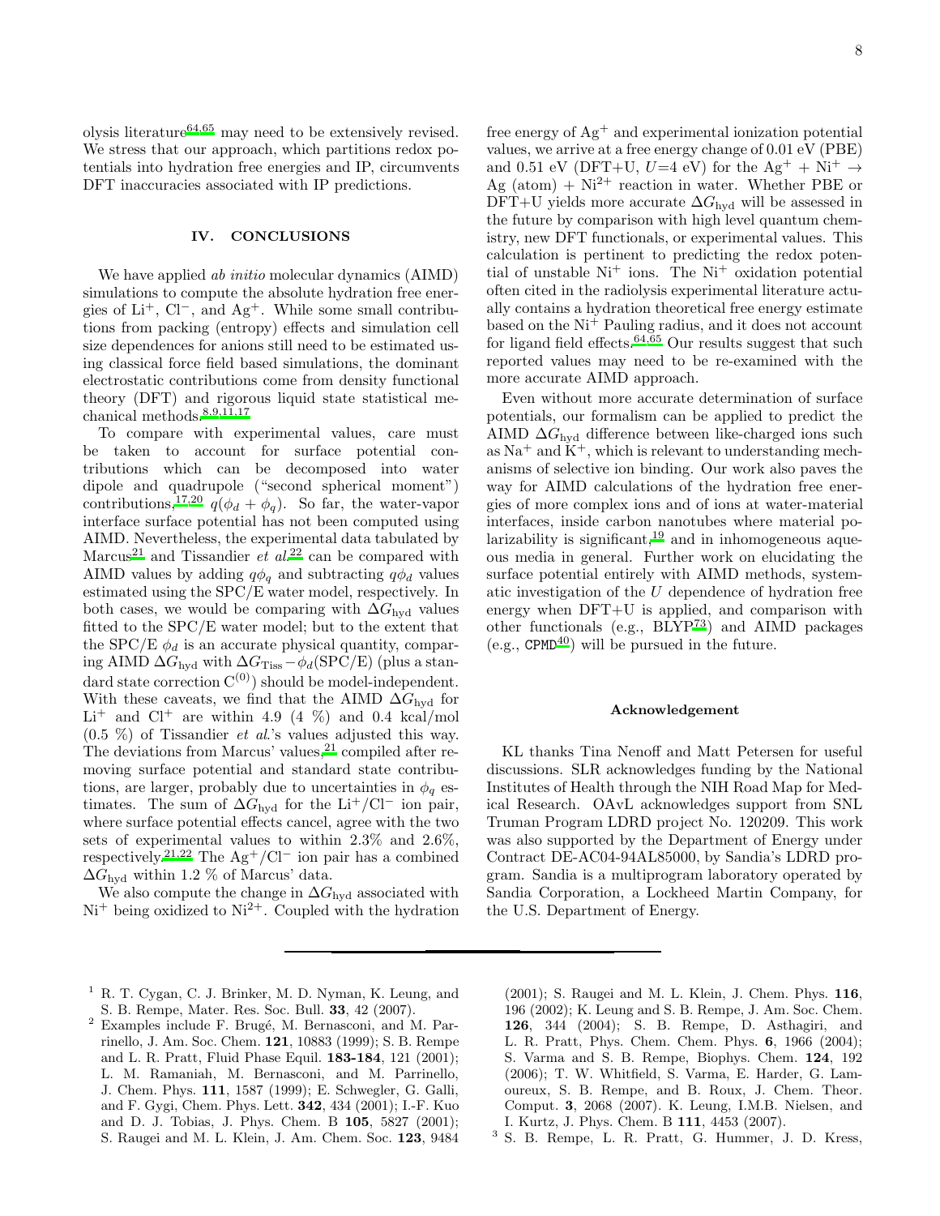olysis literature[64,65] may need to be extensively revised. We stress that our approach, which partitions redox potentials into hydration free energies and IP, circumvents DFT inaccuracies associated with IP predictions.

## IV. CONCLUSIONS

We have applied *ab initio* molecular dynamics (AIMD) simulations to compute the absolute hydration free energies of $Li^+$, $Cl^-$, and $Ag^+$. While some small contributions from packing (entropy) effects and simulation cell size dependences for anions still need to be estimated using classical force field based simulations, the dominant electrostatic contributions come from density functional theory (DFT) and rigorous liquid state statistical mechanical methods.[8,9,11,17]

To compare with experimental values, care must be taken to account for surface potential contributions which can be decomposed into water dipole and quadrupole ("second spherical moment") contributions,[17,20] $q(\phi_d + \phi_q)$. So far, the water-vapor interface surface potential has not been computed using AIMD. Nevertheless, the experimental data tabulated by Marcus[21] and Tissandier *et al.*[22] can be compared with AIMD values by adding $q\phi_q$ and subtracting $q\phi_d$ values estimated using the SPC/E water model, respectively. In both cases, we would be comparing with $\Delta G_{\rm hyd}$ values fitted to the SPC/E water model; but to the extent that the SPC/E $\phi_d$ is an accurate physical quantity, comparing AIMD $\Delta G_{\rm hyd}$ with $\Delta G_{\rm Tiss} - \phi_d$(SPC/E) (plus a standard state correction $C^{(0)}$) should be model-independent. With these caveats, we find that the AIMD $\Delta G_{\rm hyd}$ for $Li^+$ and $Cl^+$ are within 4.9 (4 %) and 0.4 kcal/mol (0.5 %) of Tissandier *et al*.'s values adjusted this way. The deviations from Marcus' values,[21] compiled after removing surface potential and standard state contributions, are larger, probably due to uncertainties in $\phi_q$ estimates. The sum of $\Delta G_{\rm hyd}$ for the $Li^+/Cl^-$ ion pair, where surface potential effects cancel, agree with the two sets of experimental values to within 2.3% and 2.6%, respectively.[21,22] The $Ag^+/Cl^-$ ion pair has a combined $\Delta G_{\rm hyd}$ within 1.2 % of Marcus' data.

We also compute the change in $\Delta G_{\rm hyd}$ associated with $Ni^+$ being oxidized to $Ni^{2+}$. Coupled with the hydration free energy of $Ag^+$ and experimental ionization potential values, we arrive at a free energy change of 0.01 eV (PBE) and 0.51 eV (DFT+U, $U$=4 eV) for the $Ag^+$ + $Ni^+$ $\rightarrow$ Ag (atom) + $Ni^{2+}$ reaction in water. Whether PBE or DFT+U yields more accurate $\Delta G_{\rm hyd}$ will be assessed in the future by comparison with high level quantum chemistry, new DFT functionals, or experimental values. This calculation is pertinent to predicting the redox potential of unstable $Ni^+$ ions. The $Ni^+$ oxidation potential often cited in the radiolysis experimental literature actually contains a hydration theoretical free energy estimate based on the $Ni^+$ Pauling radius, and it does not account for ligand field effects.[64,65] Our results suggest that such reported values may need to be re-examined with the more accurate AIMD approach.

Even without more accurate determination of surface potentials, our formalism can be applied to predict the AIMD $\Delta G_{\rm hyd}$ difference between like-charged ions such as $Na^+$ and $K^+$, which is relevant to understanding mechanisms of selective ion binding. Our work also paves the way for AIMD calculations of the hydration free energies of more complex ions and of ions at water-material interfaces, inside carbon nanotubes where material polarizability is significant,[19] and in inhomogeneous aqueous media in general. Further work on elucidating the surface potential entirely with AIMD methods, systematic investigation of the $U$ dependence of hydration free energy when DFT+U is applied, and comparison with other functionals (e.g., BLYP[73]) and AIMD packages (e.g., `CPMD`[40]) will be pursued in the future.

### Acknowledgement

KL thanks Tina Nenoff and Matt Petersen for useful discussions. SLR acknowledges funding by the National Institutes of Health through the NIH Road Map for Medical Research. OAvL acknowledges support from SNL Truman Program LDRD project No. 120209. This work was also supported by the Department of Energy under Contract DE-AC04-94AL85000, by Sandia's LDRD program. Sandia is a multiprogram laboratory operated by Sandia Corporation, a Lockheed Martin Company, for the U.S. Department of Energy.

---

[1] R. T. Cygan, C. J. Brinker, M. D. Nyman, K. Leung, and S. B. Rempe, Mater. Res. Soc. Bull. **33**, 42 (2007).

[2] Examples include F. Brugé, M. Bernasconi, and M. Parrinello, J. Am. Soc. Chem. **121**, 10883 (1999); S. B. Rempe and L. R. Pratt, Fluid Phase Equil. **183-184**, 121 (2001); L. M. Ramaniah, M. Bernasconi, and M. Parrinello, J. Chem. Phys. **111**, 1587 (1999); E. Schwegler, G. Galli, and F. Gygi, Chem. Phys. Lett. **342**, 434 (2001); I.-F. Kuo and D. J. Tobias, J. Phys. Chem. B **105**, 5827 (2001); S. Raugei and M. L. Klein, J. Am. Chem. Soc. **123**, 9484 (2001); S. Raugei and M. L. Klein, J. Chem. Phys. **116**, 196 (2002); K. Leung and S. B. Rempe, J. Am. Soc. Chem. **126**, 344 (2004); S. B. Rempe, D. Asthagiri, and L. R. Pratt, Phys. Chem. Chem. Phys. **6**, 1966 (2004); S. Varma and S. B. Rempe, Biophys. Chem. **124**, 192 (2006); T. W. Whitfield, S. Varma, E. Harder, G. Lamoureux, S. B. Rempe, and B. Roux, J. Chem. Theor. Comput. **3**, 2068 (2007). K. Leung, I.M.B. Nielsen, and I. Kurtz, J. Phys. Chem. B **111**, 4453 (2007).

[3] S. B. Rempe, L. R. Pratt, G. Hummer, J. D. Kress,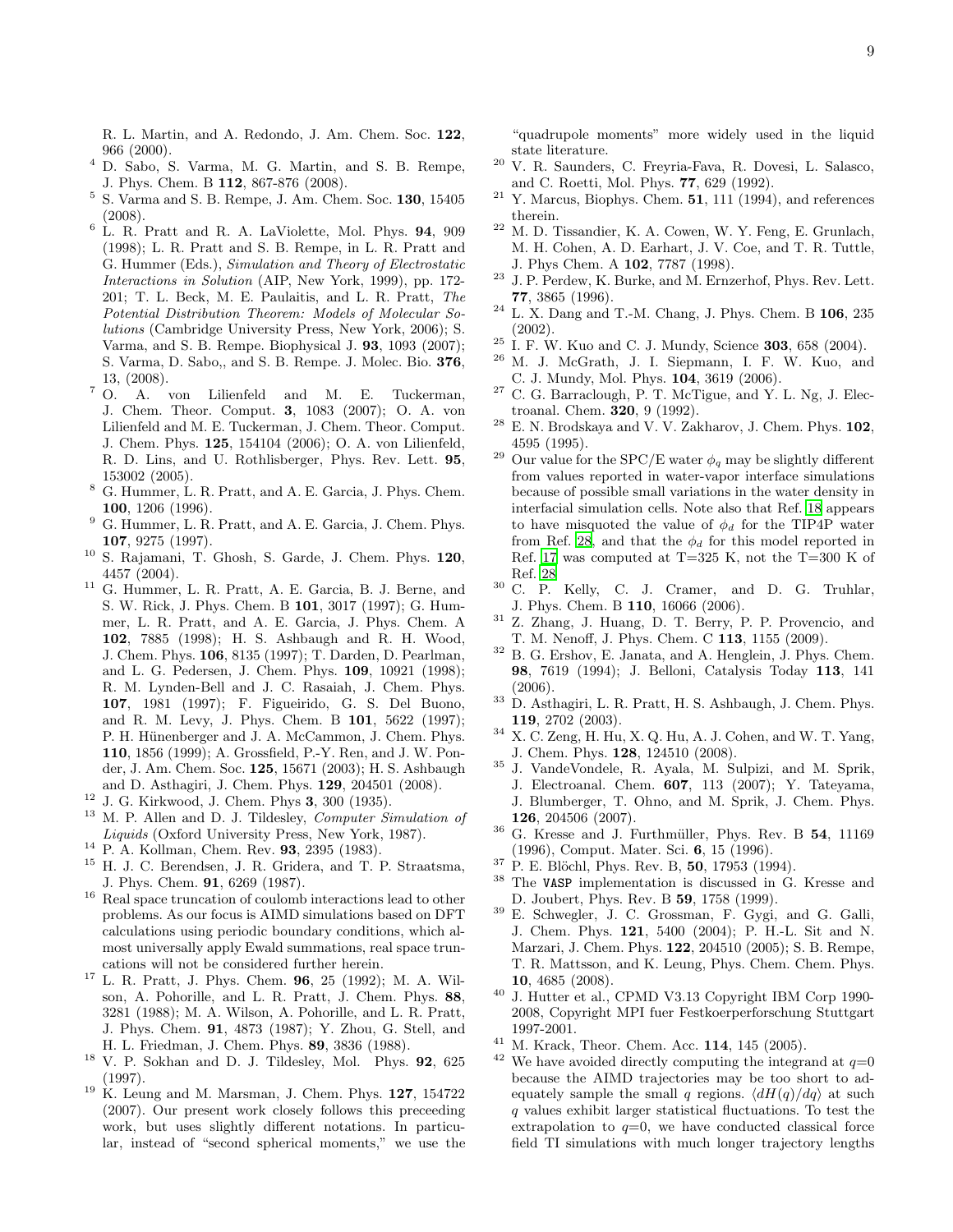R. L. Martin, and A. Redondo, J. Am. Chem. Soc. **122**, 966 (2000).

[4] D. Sabo, S. Varma, M. G. Martin, and S. B. Rempe, J. Phys. Chem. B **112**, 867-876 (2008).

[5] S. Varma and S. B. Rempe, J. Am. Chem. Soc. **130**, 15405 (2008).

[6] L. R. Pratt and R. A. LaViolette, Mol. Phys. **94**, 909 (1998); L. R. Pratt and S. B. Rempe, in L. R. Pratt and G. Hummer (Eds.), *Simulation and Theory of Electrostatic Interactions in Solution* (AIP, New York, 1999), pp. 172-201; T. L. Beck, M. E. Paulaitis, and L. R. Pratt, *The Potential Distribution Theorem: Models of Molecular Solutions* (Cambridge University Press, New York, 2006); S. Varma, and S. B. Rempe. Biophysical J. **93**, 1093 (2007); S. Varma, D. Sabo,, and S. B. Rempe. J. Molec. Bio. **376**, 13, (2008).

[7] O. A. von Lilienfeld and M. E. Tuckerman, J. Chem. Theor. Comput. **3**, 1083 (2007); O. A. von Lilienfeld and M. E. Tuckerman, J. Chem. Theor. Comput. J. Chem. Phys. **125**, 154104 (2006); O. A. von Lilienfeld, R. D. Lins, and U. Rothlisberger, Phys. Rev. Lett. **95**, 153002 (2005).

[8] G. Hummer, L. R. Pratt, and A. E. Garcia, J. Phys. Chem. **100**, 1206 (1996).

[9] G. Hummer, L. R. Pratt, and A. E. Garcia, J. Chem. Phys. **107**, 9275 (1997).

[10] S. Rajamani, T. Ghosh, S. Garde, J. Chem. Phys. **120**, 4457 (2004).

[11] G. Hummer, L. R. Pratt, A. E. Garcia, B. J. Berne, and S. W. Rick, J. Phys. Chem. B **101**, 3017 (1997); G. Hummer, L. R. Pratt, and A. E. Garcia, J. Phys. Chem. A **102**, 7885 (1998); H. S. Ashbaugh and R. H. Wood, J. Chem. Phys. **106**, 8135 (1997); T. Darden, D. Pearlman, and L. G. Pedersen, J. Chem. Phys. **109**, 10921 (1998); R. M. Lynden-Bell and J. C. Rasaiah, J. Chem. Phys. **107**, 1981 (1997); F. Figueirido, G. S. Del Buono, and R. M. Levy, J. Phys. Chem. B **101**, 5622 (1997); P. H. Hünenberger and J. A. McCammon, J. Chem. Phys. **110**, 1856 (1999); A. Grossfield, P.-Y. Ren, and J. W. Ponder, J. Am. Chem. Soc. **125**, 15671 (2003); H. S. Ashbaugh and D. Asthagiri, J. Chem. Phys. **129**, 204501 (2008).

[12] J. G. Kirkwood, J. Chem. Phys **3**, 300 (1935).

[13] M. P. Allen and D. J. Tildesley, *Computer Simulation of Liquids* (Oxford University Press, New York, 1987).

[14] P. A. Kollman, Chem. Rev. **93**, 2395 (1983).

[15] H. J. C. Berendsen, J. R. Gridera, and T. P. Straatsma, J. Phys. Chem. **91**, 6269 (1987).

[16] Real space truncation of coulomb interactions lead to other problems. As our focus is AIMD simulations based on DFT calculations using periodic boundary conditions, which almost universally apply Ewald summations, real space truncations will not be considered further herein.

[17] L. R. Pratt, J. Phys. Chem. **96**, 25 (1992); M. A. Wilson, A. Pohorille, and L. R. Pratt, J. Chem. Phys. **88**, 3281 (1988); M. A. Wilson, A. Pohorille, and L. R. Pratt, J. Phys. Chem. **91**, 4873 (1987); Y. Zhou, G. Stell, and H. L. Friedman, J. Chem. Phys. **89**, 3836 (1988).

[18] V. P. Sokhan and D. J. Tildesley, Mol. Phys. **92**, 625 (1997).

[19] K. Leung and M. Marsman, J. Chem. Phys. **127**, 154722 (2007). Our present work closely follows this preceeding work, but uses slightly different notations. In particular, instead of "second spherical moments," we use the "quadrupole moments" more widely used in the liquid state literature.

[20] V. R. Saunders, C. Freyria-Fava, R. Dovesi, L. Salasco, and C. Roetti, Mol. Phys. **77**, 629 (1992).

[21] Y. Marcus, Biophys. Chem. **51**, 111 (1994), and references therein.

[22] M. D. Tissandier, K. A. Cowen, W. Y. Feng, E. Grunlach, M. H. Cohen, A. D. Earhart, J. V. Coe, and T. R. Tuttle, J. Phys Chem. A **102**, 7787 (1998).

[23] J. P. Perdew, K. Burke, and M. Ernzerhof, Phys. Rev. Lett. **77**, 3865 (1996).

[24] L. X. Dang and T.-M. Chang, J. Phys. Chem. B **106**, 235 (2002).

[25] I. F. W. Kuo and C. J. Mundy, Science **303**, 658 (2004).

[26] M. J. McGrath, J. I. Siepmann, I. F. W. Kuo, and C. J. Mundy, Mol. Phys. **104**, 3619 (2006).

[27] C. G. Barraclough, P. T. McTigue, and Y. L. Ng, J. Electroanal. Chem. **320**, 9 (1992).

[28] E. N. Brodskaya and V. V. Zakharov, J. Chem. Phys. **102**, 4595 (1995).

[29] Our value for the SPC/E water $\phi_q$ may be slightly different from values reported in water-vapor interface simulations because of possible small variations in the water density in interfacial simulation cells. Note also that Ref. 18 appears to have misquoted the value of $\phi_d$ for the TIP4P water from Ref. 28, and that the $\phi_d$ for this model reported in Ref. 17 was computed at T=325 K, not the T=300 K of Ref. 28

[30] C. P. Kelly, C. J. Cramer, and D. G. Truhlar, J. Phys. Chem. B **110**, 16066 (2006).

[31] Z. Zhang, J. Huang, D. T. Berry, P. P. Provencio, and T. M. Nenoff, J. Phys. Chem. C **113**, 1155 (2009).

[32] B. G. Ershov, E. Janata, and A. Henglein, J. Phys. Chem. **98**, 7619 (1994); J. Belloni, Catalysis Today **113**, 141 (2006).

[33] D. Asthagiri, L. R. Pratt, H. S. Ashbaugh, J. Chem. Phys. **119**, 2702 (2003).

[34] X. C. Zeng, H. Hu, X. Q. Hu, A. J. Cohen, and W. T. Yang, J. Chem. Phys. **128**, 124510 (2008).

[35] J. VandeVondele, R. Ayala, M. Sulpizi, and M. Sprik, J. Electroanal. Chem. **607**, 113 (2007); Y. Tateyama, J. Blumberger, T. Ohno, and M. Sprik, J. Chem. Phys. **126**, 204506 (2007).

[36] G. Kresse and J. Furthmüller, Phys. Rev. B **54**, 11169 (1996), Comput. Mater. Sci. **6**, 15 (1996).

[37] P. E. Blöchl, Phys. Rev. B, **50**, 17953 (1994).

[38] The `VASP` implementation is discussed in G. Kresse and D. Joubert, Phys. Rev. B **59**, 1758 (1999).

[39] E. Schwegler, J. C. Grossman, F. Gygi, and G. Galli, J. Chem. Phys. **121**, 5400 (2004); P. H.-L. Sit and N. Marzari, J. Chem. Phys. **122**, 204510 (2005); S. B. Rempe, T. R. Mattsson, and K. Leung, Phys. Chem. Chem. Phys. **10**, 4685 (2008).

[40] J. Hutter et al., CPMD V3.13 Copyright IBM Corp 1990-2008, Copyright MPI fuer Festkoerperforschung Stuttgart 1997-2001.

[41] M. Krack, Theor. Chem. Acc. **114**, 145 (2005).

[42] We have avoided directly computing the integrand at $q$=0 because the AIMD trajectories may be too short to adequately sample the small $q$ regions. $\langle dH(q)/dq \rangle$ at such $q$ values exhibit larger statistical fluctuations. To test the extrapolation to $q$=0, we have conducted classical force field TI simulations with much longer trajectory lengths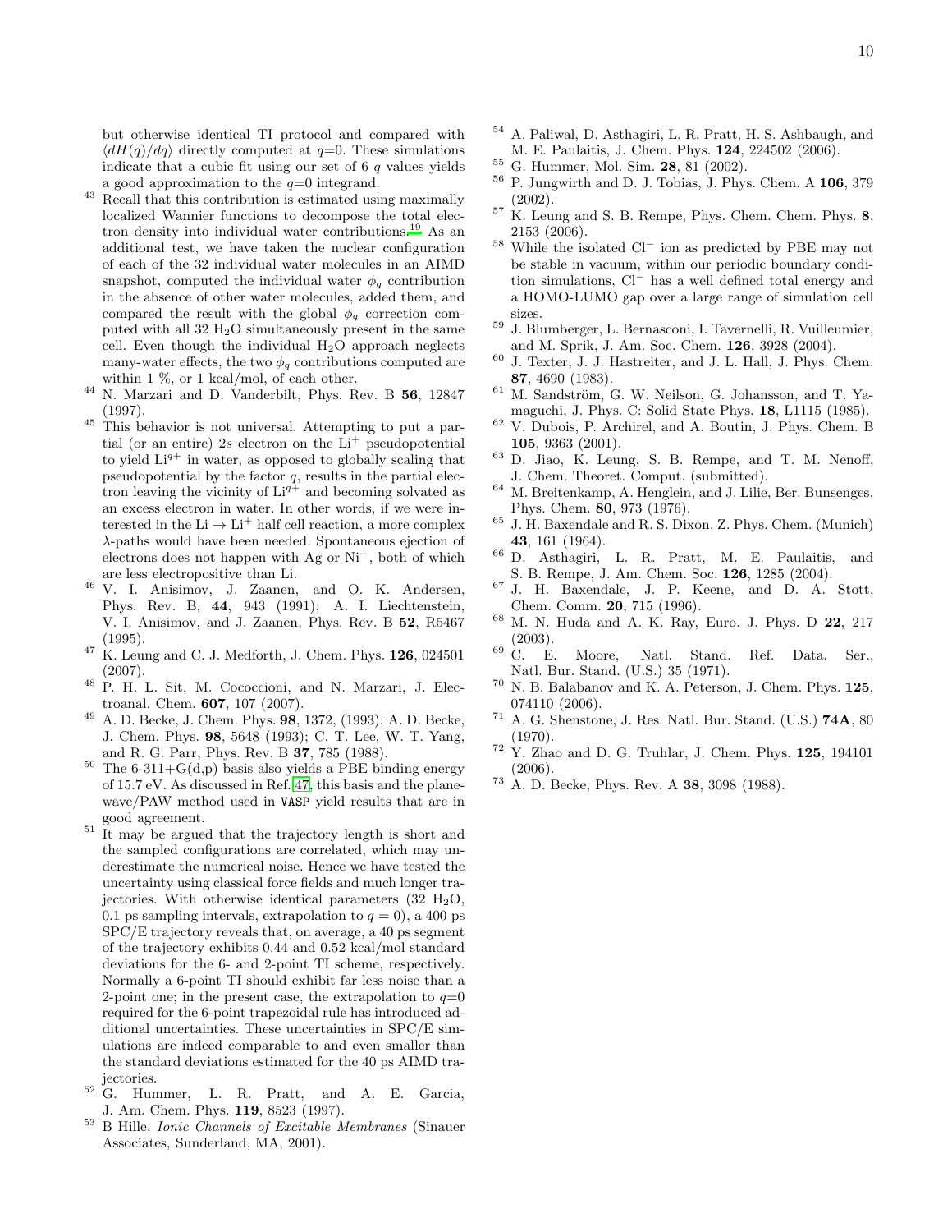but otherwise identical TI protocol and compared with $\langle dH(q)/dq \rangle$ directly computed at $q$=0. These simulations indicate that a cubic fit using our set of 6 $q$ values yields a good approximation to the $q$=0 integrand.

[43] Recall that this contribution is estimated using maximally localized Wannier functions to decompose the total electron density into individual water contributions.[19] As an additional test, we have taken the nuclear configuration of each of the 32 individual water molecules in an AIMD snapshot, computed the individual water $\phi_q$ contribution in the absence of other water molecules, added them, and compared the result with the global $\phi_q$ correction computed with all 32 $H_2O$ simultaneously present in the same cell. Even though the individual $H_2O$ approach neglects many-water effects, the two $\phi_q$ contributions computed are within 1 %, or 1 kcal/mol, of each other.

[44] N. Marzari and D. Vanderbilt, Phys. Rev. B **56**, 12847 (1997).

[45] This behavior is not universal. Attempting to put a partial (or an entire) 2$s$ electron on the $Li^+$ pseudopotential to yield $Li^{q+}$ in water, as opposed to globally scaling that pseudopotential by the factor $q$, results in the partial electron leaving the vicinity of $Li^{q+}$ and becoming solvated as an excess electron in water. In other words, if we were interested in the Li $\rightarrow$ $Li^+$ half cell reaction, a more complex $\lambda$-paths would have been needed. Spontaneous ejection of electrons does not happen with Ag or $Ni^+$, both of which are less electropositive than Li.

[46] V. I. Anisimov, J. Zaanen, and O. K. Andersen, Phys. Rev. B, **44**, 943 (1991); A. I. Liechtenstein, V. I. Anisimov, and J. Zaanen, Phys. Rev. B **52**, R5467 (1995).

[47] K. Leung and C. J. Medforth, J. Chem. Phys. **126**, 024501 (2007).

[48] P. H. L. Sit, M. Cococcioni, and N. Marzari, J. Electroanal. Chem. **607**, 107 (2007).

[49] A. D. Becke, J. Chem. Phys. **98**, 1372, (1993); A. D. Becke, J. Chem. Phys. **98**, 5648 (1993); C. T. Lee, W. T. Yang, and R. G. Parr, Phys. Rev. B **37**, 785 (1988).

[50] The 6-311+G(d,p) basis also yields a PBE binding energy of 15.7 eV. As discussed in Ref. 47, this basis and the plane-wave/PAW method used in VASP yield results that are in good agreement.

[51] It may be argued that the trajectory length is short and the sampled configurations are correlated, which may underestimate the numerical noise. Hence we have tested the uncertainty using classical force fields and much longer trajectories. With otherwise identical parameters (32 $H_2O$, 0.1 ps sampling intervals, extrapolation to $q = 0$), a 400 ps SPC/E trajectory reveals that, on average, a 40 ps segment of the trajectory exhibits 0.44 and 0.52 kcal/mol standard deviations for the 6- and 2-point TI scheme, respectively. Normally a 6-point TI should exhibit far less noise than a 2-point one; in the present case, the extrapolation to $q$=0 required for the 6-point trapezoidal rule has introduced additional uncertainties. These uncertainties in SPC/E simulations are indeed comparable to and even smaller than the standard deviations estimated for the 40 ps AIMD trajectories.

[52] G. Hummer, L. R. Pratt, and A. E. Garcia, J. Am. Chem. Phys. **119**, 8523 (1997).

[53] B Hille, *Ionic Channels of Excitable Membranes* (Sinauer Associates, Sunderland, MA, 2001).

[54] A. Paliwal, D. Asthagiri, L. R. Pratt, H. S. Ashbaugh, and M. E. Paulaitis, J. Chem. Phys. **124**, 224502 (2006).

[55] G. Hummer, Mol. Sim. **28**, 81 (2002).

[56] P. Jungwirth and D. J. Tobias, J. Phys. Chem. A **106**, 379 (2002).

[57] K. Leung and S. B. Rempe, Phys. Chem. Chem. Phys. **8**, 2153 (2006).

[58] While the isolated $Cl^-$ ion as predicted by PBE may not be stable in vacuum, within our periodic boundary condition simulations, $Cl^-$ has a well defined total energy and a HOMO-LUMO gap over a large range of simulation cell sizes.

[59] J. Blumberger, L. Bernasconi, I. Tavernelli, R. Vuilleumier, and M. Sprik, J. Am. Soc. Chem. **126**, 3928 (2004).

[60] J. Texter, J. J. Hastreiter, and J. L. Hall, J. Phys. Chem. **87**, 4690 (1983).

[61] M. Sandström, G. W. Neilson, G. Johansson, and T. Yamaguchi, J. Phys. C: Solid State Phys. **18**, L1115 (1985).

[62] V. Dubois, P. Archirel, and A. Boutin, J. Phys. Chem. B **105**, 9363 (2001).

[63] D. Jiao, K. Leung, S. B. Rempe, and T. M. Nenoff, J. Chem. Theoret. Comput. (submitted).

[64] M. Breitenkamp, A. Henglein, and J. Lilie, Ber. Bunsenges. Phys. Chem. **80**, 973 (1976).

[65] J. H. Baxendale and R. S. Dixon, Z. Phys. Chem. (Munich) **43**, 161 (1964).

[66] D. Asthagiri, L. R. Pratt, M. E. Paulaitis, and S. B. Rempe, J. Am. Chem. Soc. **126**, 1285 (2004).

[67] J. H. Baxendale, J. P. Keene, and D. A. Stott, Chem. Comm. **20**, 715 (1996).

[68] M. N. Huda and A. K. Ray, Euro. J. Phys. D **22**, 217 (2003).

[69] C. E. Moore, Natl. Stand. Ref. Data. Ser., Natl. Bur. Stand. (U.S.) 35 (1971).

[70] N. B. Balabanov and K. A. Peterson, J. Chem. Phys. **125**, 074110 (2006).

[71] A. G. Shenstone, J. Res. Natl. Bur. Stand. (U.S.) **74A**, 80 (1970).

[72] Y. Zhao and D. G. Truhlar, J. Chem. Phys. **125**, 194101 (2006).

[73] A. D. Becke, Phys. Rev. A **38**, 3098 (1988).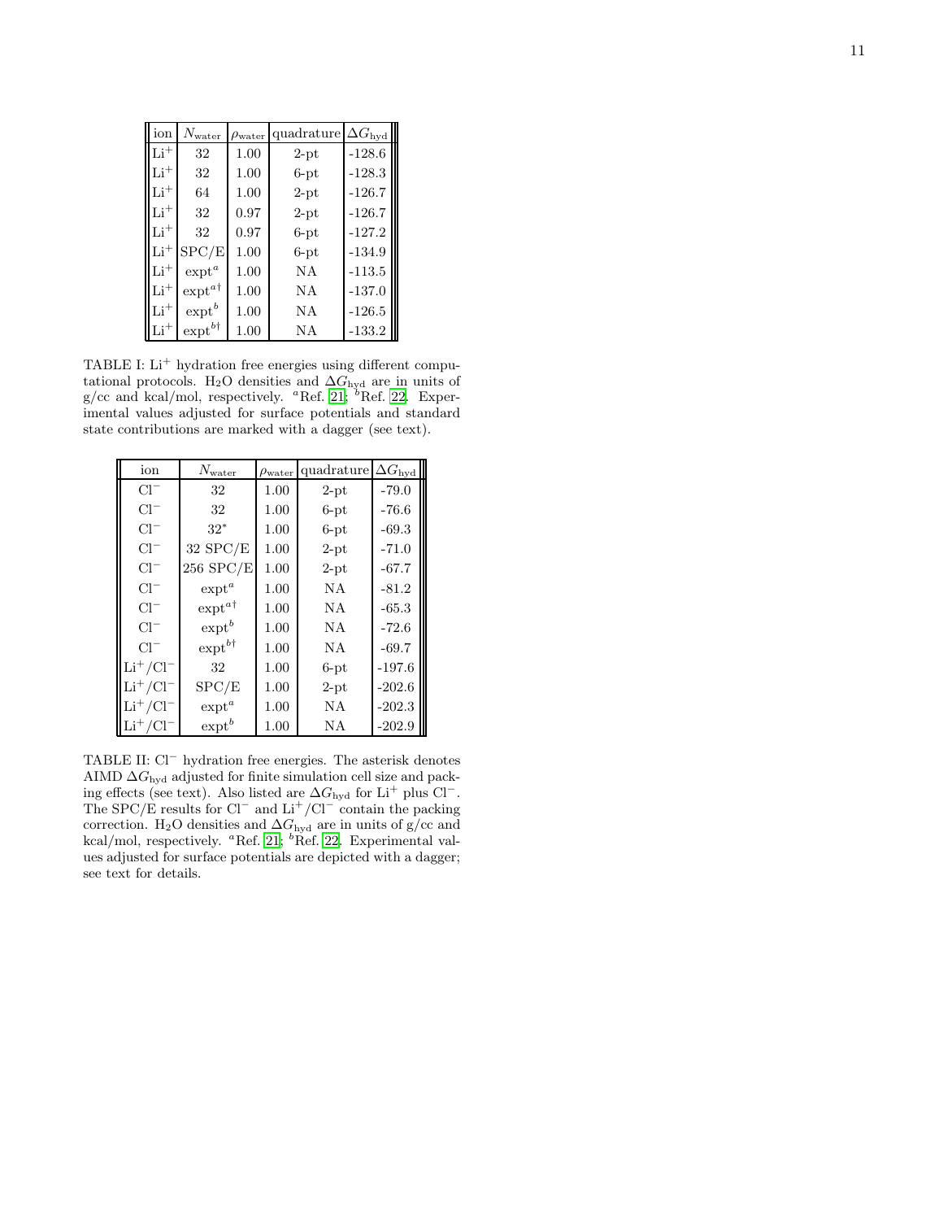| ion | $N_{\mathrm{water}}$ | $\rho_{\mathrm{water}}$ | quadrature | $\Delta G_{\mathrm{hyd}}$ |
|---|---|---|---|---|
| $Li^+$ | 32 | 1.00 | 2-pt | -128.6 |
| $Li^+$ | 32 | 1.00 | 6-pt | -128.3 |
| $Li^+$ | 64 | 1.00 | 2-pt | -126.7 |
| $Li^+$ | 32 | 0.97 | 2-pt | -126.7 |
| $Li^+$ | 32 | 0.97 | 6-pt | -127.2 |
| $Li^+$ | SPC/E | 1.00 | 6-pt | -134.9 |
| $Li^+$ | expt[a] | 1.00 | NA | -113.5 |
| $Li^+$ | expt[a†] | 1.00 | NA | -137.0 |
| $Li^+$ | expt[b] | 1.00 | NA | -126.5 |
| $Li^+$ | expt[b†] | 1.00 | NA | -133.2 |

TABLE I: $Li^+$ hydration free energies using different computational protocols. $H_2O$ densities and $\Delta G_{\mathrm{hyd}}$ are in units of g/cc and kcal/mol, respectively. [a]Ref. 21; [b]Ref. 22. Experimental values adjusted for surface potentials and standard state contributions are marked with a dagger (see text).

| ion | $N_{\mathrm{water}}$ | $\rho_{\mathrm{water}}$ | quadrature | $\Delta G_{\mathrm{hyd}}$ |
|---|---|---|---|---|
| $Cl^-$ | 32 | 1.00 | 2-pt | -79.0 |
| $Cl^-$ | 32 | 1.00 | 6-pt | -76.6 |
| $Cl^-$ | 32* | 1.00 | 6-pt | -69.3 |
| $Cl^-$ | 32 SPC/E | 1.00 | 2-pt | -71.0 |
| $Cl^-$ | 256 SPC/E | 1.00 | 2-pt | -67.7 |
| $Cl^-$ | expt[a] | 1.00 | NA | -81.2 |
| $Cl^-$ | expt[a†] | 1.00 | NA | -65.3 |
| $Cl^-$ | expt[b] | 1.00 | NA | -72.6 |
| $Cl^-$ | expt[b†] | 1.00 | NA | -69.7 |
| $Li^+/Cl^-$ | 32 | 1.00 | 6-pt | -197.6 |
| $Li^+/Cl^-$ | SPC/E | 1.00 | 2-pt | -202.6 |
| $Li^+/Cl^-$ | expt[a] | 1.00 | NA | -202.3 |
| $Li^+/Cl^-$ | expt[b] | 1.00 | NA | -202.9 |

TABLE II: $Cl^-$ hydration free energies. The asterisk denotes AIMD $\Delta G_{\mathrm{hyd}}$ adjusted for finite simulation cell size and packing effects (see text). Also listed are $\Delta G_{\mathrm{hyd}}$ for $Li^+$ plus $Cl^-$. The SPC/E results for $Cl^-$ and $Li^+/Cl^-$ contain the packing correction. $H_2O$ densities and $\Delta G_{\mathrm{hyd}}$ are in units of g/cc and kcal/mol, respectively. [a]Ref. 21; [b]Ref. 22. Experimental values adjusted for surface potentials are depicted with a dagger; see text for details.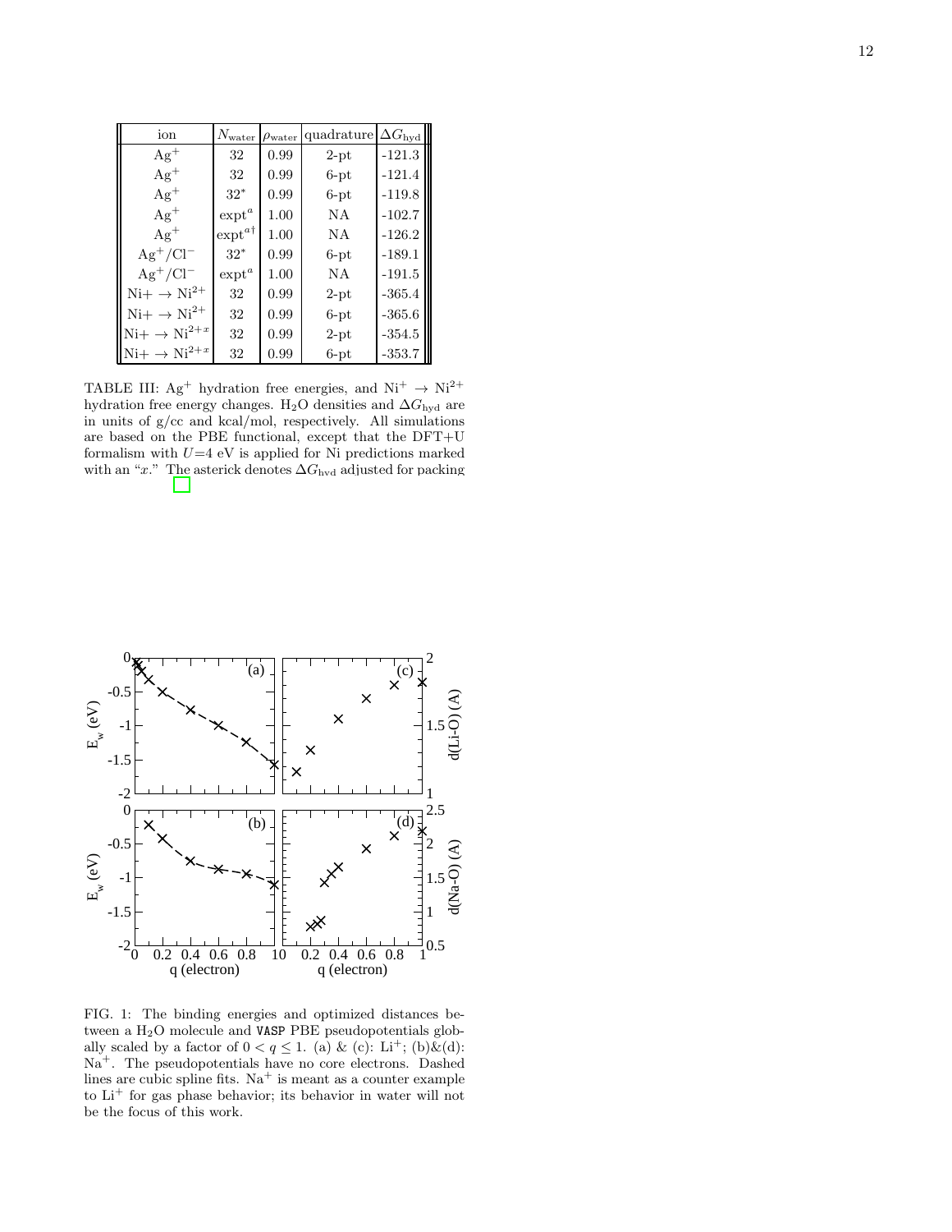| ion | $N_{\rm water}$ | $\rho_{\rm water}$ | quadrature | $\Delta G_{\rm hyd}$ |
|---|---|---|---|---|
| $Ag^+$ | 32 | 0.99 | 2-pt | -121.3 |
| $Ag^+$ | 32 | 0.99 | 6-pt | -121.4 |
| $Ag^+$ | $32^*$ | 0.99 | 6-pt | -119.8 |
| $Ag^+$ | expt[a] | 1.00 | NA | -102.7 |
| $Ag^+$ | expt[a†] | 1.00 | NA | -126.2 |
| $Ag^+/Cl^-$ | $32^*$ | 0.99 | 6-pt | -189.1 |
| $Ag^+/Cl^-$ | expt[a] | 1.00 | NA | -191.5 |
| $Ni+ \rightarrow Ni^{2+}$ | 32 | 0.99 | 2-pt | -365.4 |
| $Ni+ \rightarrow Ni^{2+}$ | 32 | 0.99 | 6-pt | -365.6 |
| $Ni+ \rightarrow Ni^{2+x}$ | 32 | 0.99 | 2-pt | -354.5 |
| $Ni+ \rightarrow Ni^{2+x}$ | 32 | 0.99 | 6-pt | -353.7 |

TABLE III: $Ag^+$ hydration free energies, and $Ni^+ \rightarrow Ni^{2+}$ hydration free energy changes. $H_2O$ densities and $\Delta G_{\rm hyd}$ are in units of g/cc and kcal/mol, respectively. All simulations are based on the PBE functional, except that the DFT+U formalism with $U$=4 eV is applied for Ni predictions marked with an "$x$." The asterick denotes $\Delta G_{\rm hyd}$ adjusted for packing

FIG. 1: The binding energies and optimized distances between a $H_2O$ molecule and VASP PBE pseudopotentials globally scaled by a factor of $0 < q \leq 1$. (a) & (c): $Li^+$; (b)&(d): $Na^+$. The pseudopotentials have no core electrons. Dashed lines are cubic spline fits. $Na^+$ is meant as a counter example to $Li^+$ for gas phase behavior; its behavior in water will not be the focus of this work.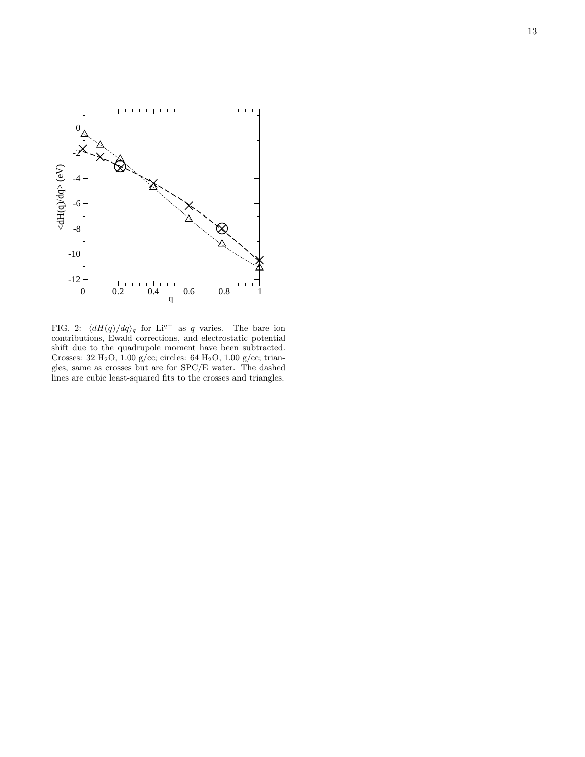FIG. 2: $\langle dH(q)/dq \rangle_q$ for $Li^{q+}$ as $q$ varies. The bare ion contributions, Ewald corrections, and electrostatic potential shift due to the quadrupole moment have been subtracted. Crosses: 32 $H_2O$, 1.00 g/cc; circles: 64 $H_2O$, 1.00 g/cc; triangles, same as crosses but are for SPC/E water. The dashed lines are cubic least-squared fits to the crosses and triangles.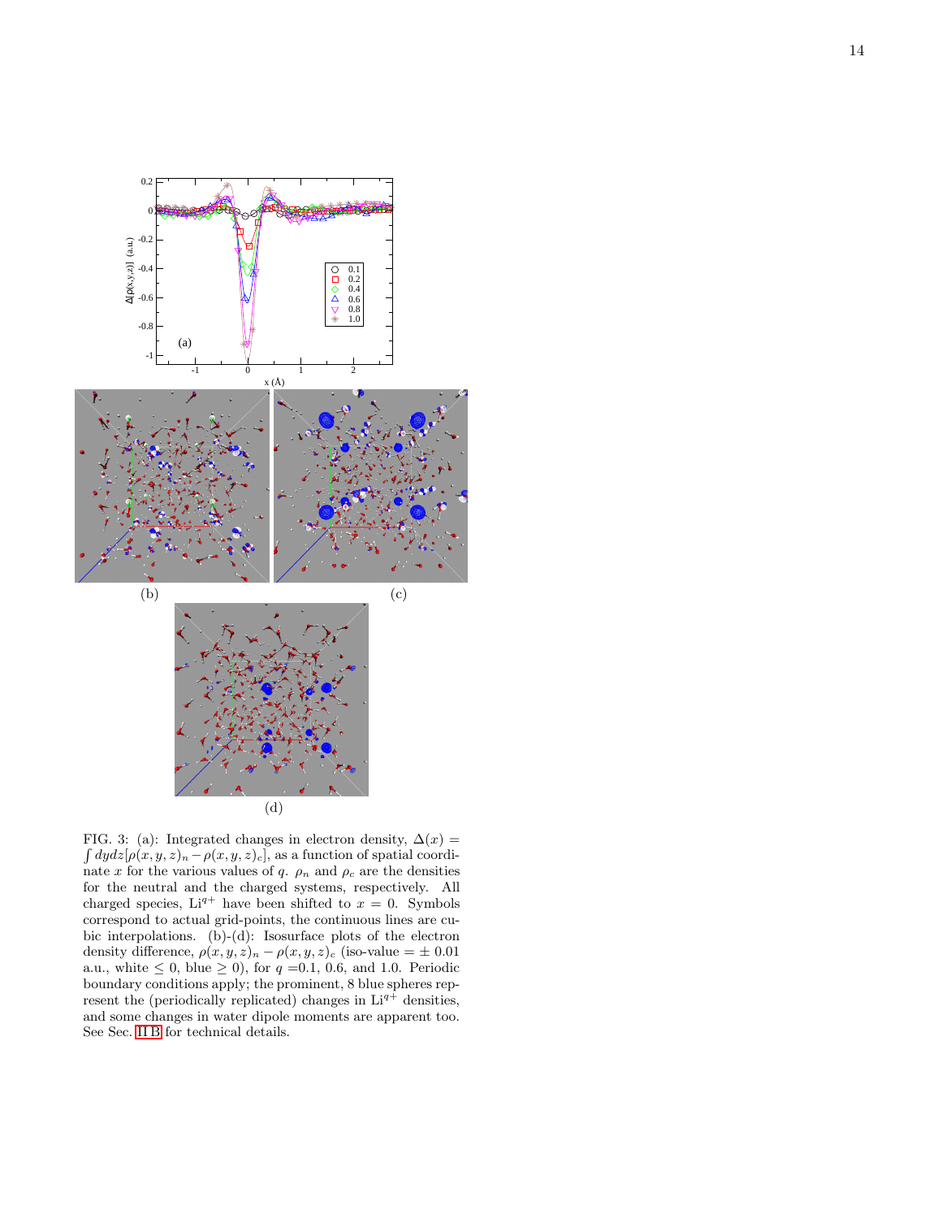FIG. 3: (a): Integrated changes in electron density, $\Delta(x) = \int dydz[\rho(x,y,z)_n - \rho(x,y,z)_c]$, as a function of spatial coordinate $x$ for the various values of $q$. $\rho_n$ and $\rho_c$ are the densities for the neutral and the charged systems, respectively. All charged species, $Li^{q+}$ have been shifted to $x = 0$. Symbols correspond to actual grid-points, the continuous lines are cubic interpolations. (b)-(d): Isosurface plots of the electron density difference, $\rho(x,y,z)_n - \rho(x,y,z)_c$ (iso-value $= \pm\ 0.01$ a.u., white $\leq 0$, blue $\geq 0$), for $q$ =0.1, 0.6, and 1.0. Periodic boundary conditions apply; the prominent, 8 blue spheres represent the (periodically replicated) changes in $Li^{q+}$ densities, and some changes in water dipole moments are apparent too. See Sec. II B for technical details.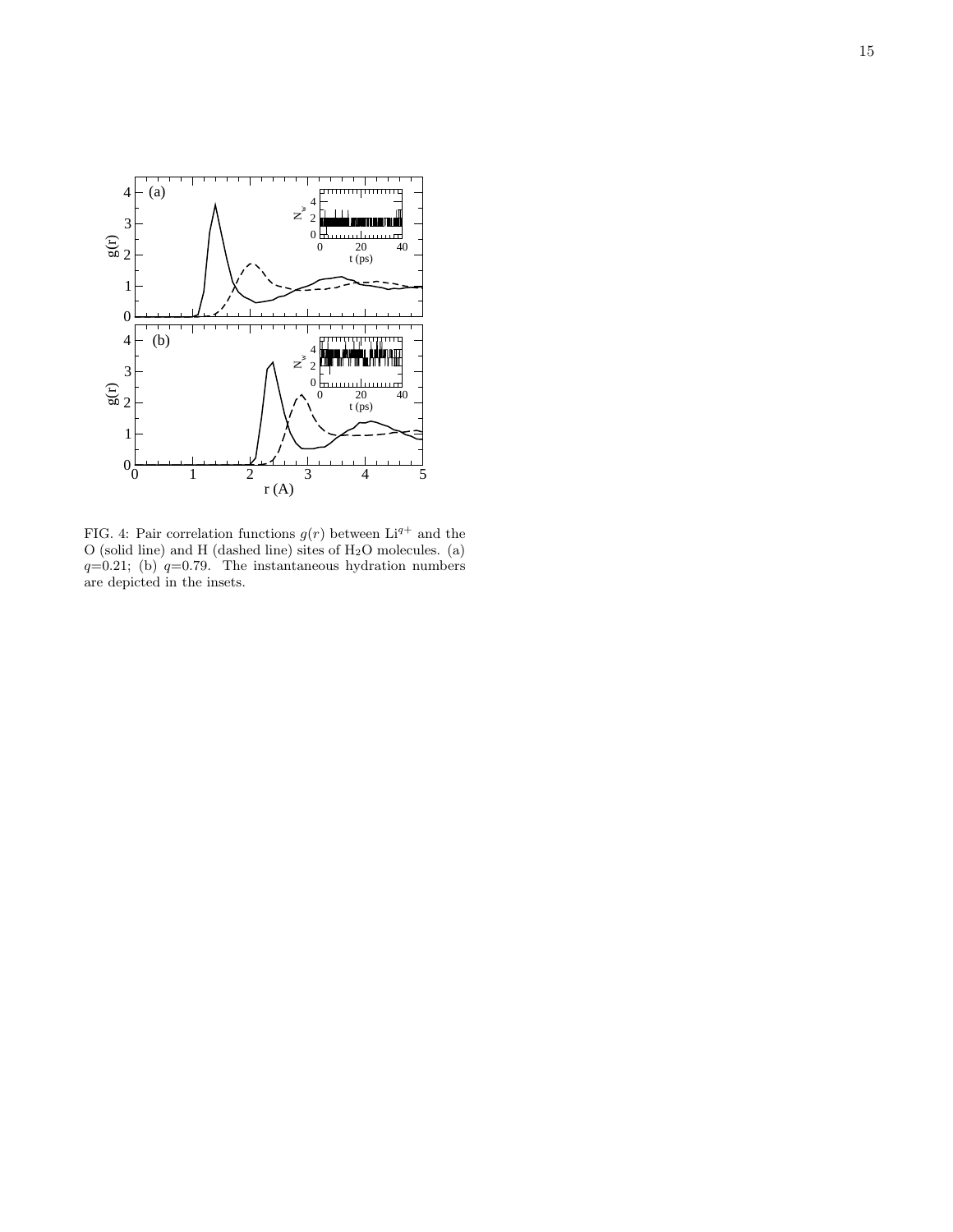FIG. 4: Pair correlation functions $g(r)$ between $Li^{q+}$ and the O (solid line) and H (dashed line) sites of $H_2O$ molecules. (a) $q$=0.21; (b) $q$=0.79. The instantaneous hydration numbers are depicted in the insets.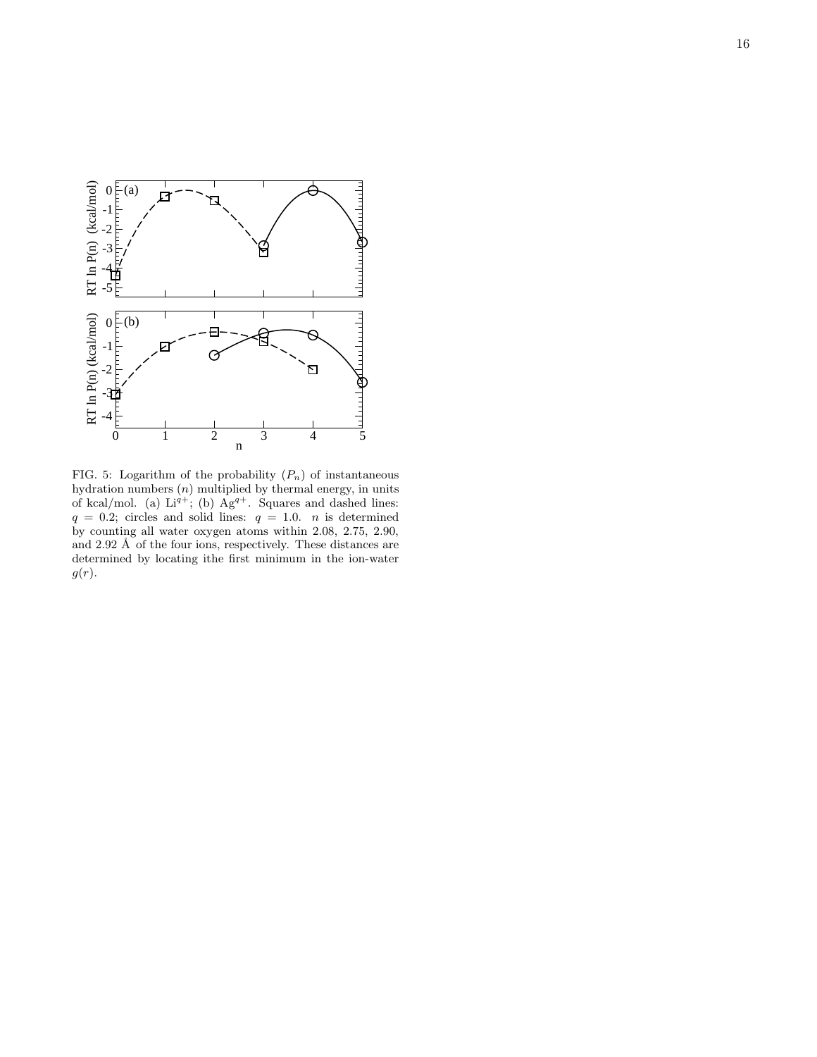FIG. 5: Logarithm of the probability ($P_n$) of instantaneous hydration numbers ($n$) multiplied by thermal energy, in units of kcal/mol. (a) $Li^{q+}$; (b) $Ag^{q+}$. Squares and dashed lines: $q = 0.2$; circles and solid lines: $q = 1.0$. $n$ is determined by counting all water oxygen atoms within 2.08, 2.75, 2.90, and 2.92 Å of the four ions, respectively. These distances are determined by locating ithe first minimum in the ion-water $g(r)$.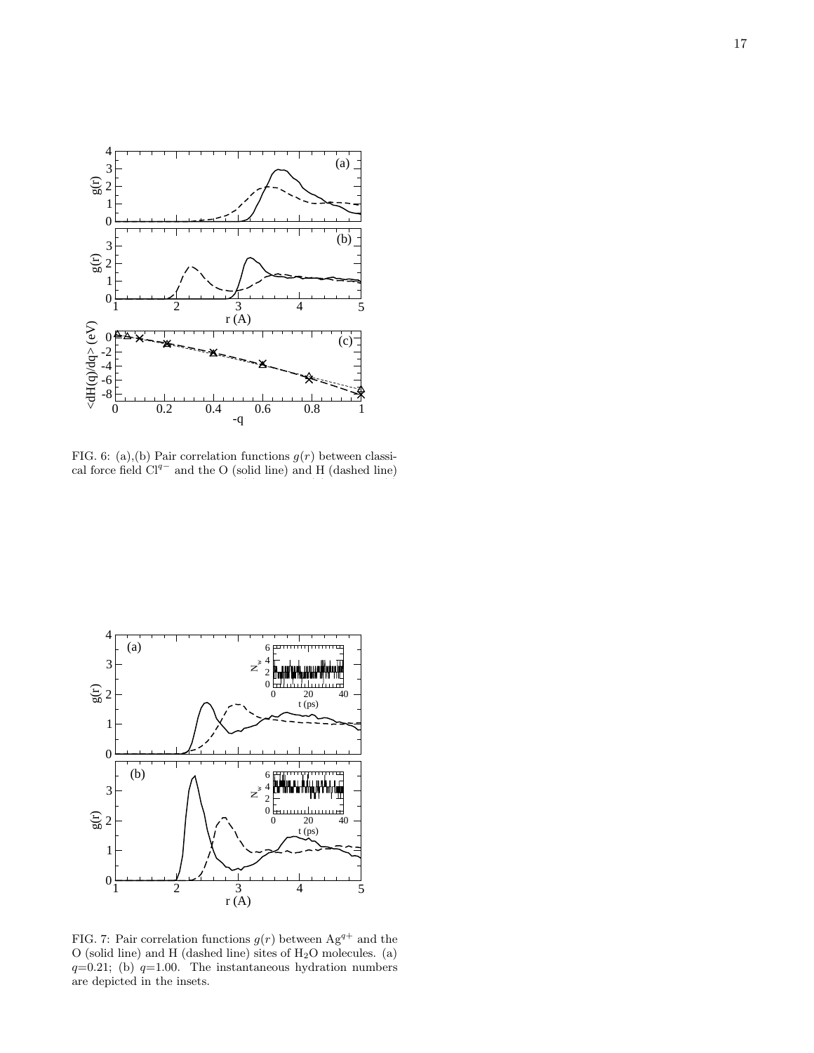FIG. 6: (a),(b) Pair correlation functions $g(r)$ between classical force field $Cl^{q-}$ and the O (solid line) and H (dashed line)

FIG. 7: Pair correlation functions $g(r)$ between $Ag^{q+}$ and the O (solid line) and H (dashed line) sites of $H_2O$ molecules. (a) $q$=0.21; (b) $q$=1.00. The instantaneous hydration numbers are depicted in the insets.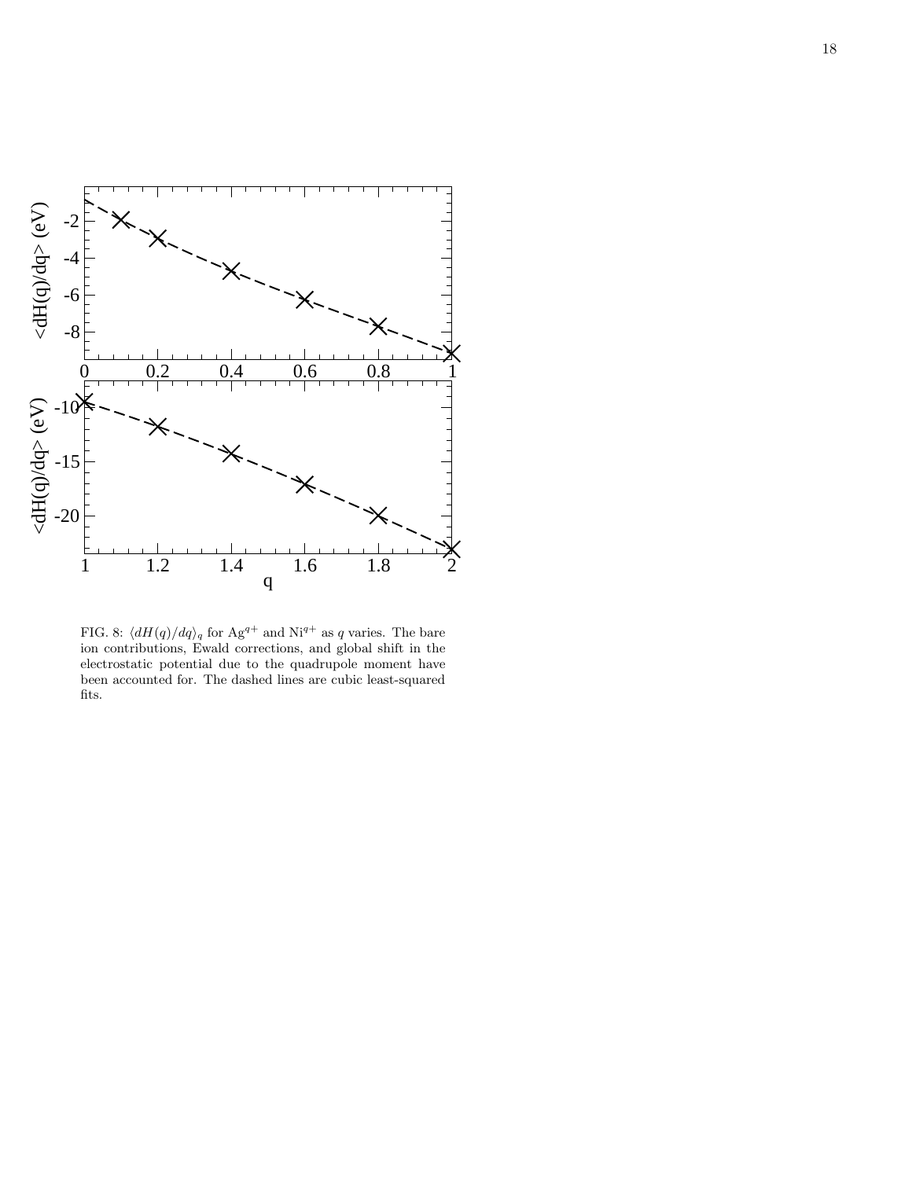<dH(q)/dq> (eV)

-2
-4
-6
-8

0 0.2 0.4 0.6 0.8 1

<dH(q)/dq> (eV)

-10
-15
-20

1 1.2 1.4 1.6 1.8 2

q

FIG. 8: $\langle dH(q)/dq \rangle_q$ for $Ag^{q+}$ and $Ni^{q+}$ as $q$ varies. The bare ion contributions, Ewald corrections, and global shift in the electrostatic potential due to the quadrupole moment have been accounted for. The dashed lines are cubic least-squared fits.